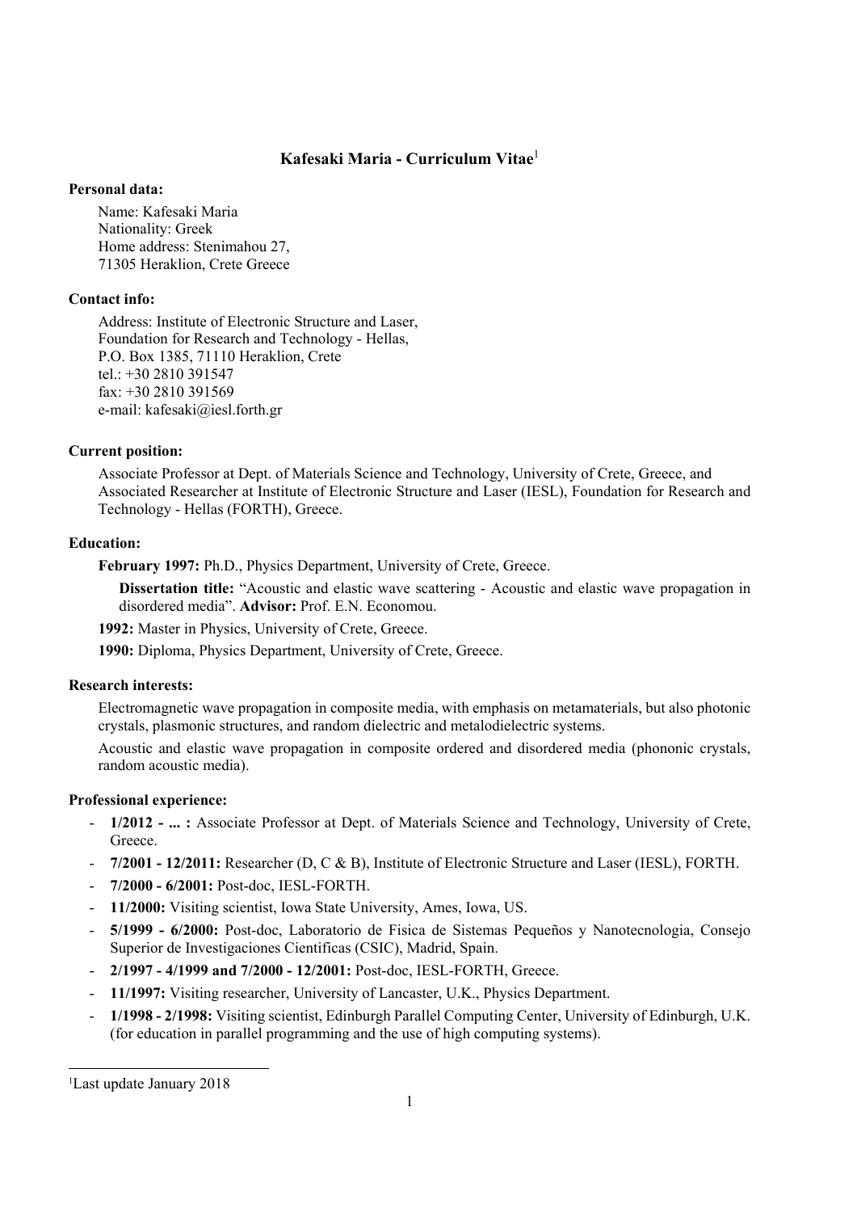# Kafesaki Maria - Curriculum Vitae[1]

**Personal data:**

Name: Kafesaki Maria
Nationality: Greek
Home address: Stenimahou 27,
71305 Heraklion, Crete Greece

**Contact info:**

Address: Institute of Electronic Structure and Laser,
Foundation for Research and Technology - Hellas,
P.O. Box 1385, 71110 Heraklion, Crete
tel.: +30 2810 391547
fax: +30 2810 391569
e-mail: kafesaki@iesl.forth.gr

**Current position:**

Associate Professor at Dept. of Materials Science and Technology, University of Crete, Greece, and Associated Researcher at Institute of Electronic Structure and Laser (IESL), Foundation for Research and Technology - Hellas (FORTH), Greece.

**Education:**

**February 1997:** Ph.D., Physics Department, University of Crete, Greece.

**Dissertation title:** "Acoustic and elastic wave scattering - Acoustic and elastic wave propagation in disordered media". **Advisor:** Prof. E.N. Economou.

**1992:** Master in Physics, University of Crete, Greece.

**1990:** Diploma, Physics Department, University of Crete, Greece.

**Research interests:**

Electromagnetic wave propagation in composite media, with emphasis on metamaterials, but also photonic crystals, plasmonic structures, and random dielectric and metalodielectric systems.

Acoustic and elastic wave propagation in composite ordered and disordered media (phononic crystals, random acoustic media).

**Professional experience:**

- **1/2012 - ... :** Associate Professor at Dept. of Materials Science and Technology, University of Crete, Greece.
- **7/2001 - 12/2011:** Researcher (D, C & B), Institute of Electronic Structure and Laser (IESL), FORTH.
- **7/2000 - 6/2001:** Post-doc, IESL-FORTH.
- **11/2000:** Visiting scientist, Iowa State University, Ames, Iowa, US.
- **5/1999 - 6/2000:** Post-doc, Laboratorio de Fisica de Sistemas Pequeños y Nanotecnologia, Consejo Superior de Investigaciones Cientificas (CSIC), Madrid, Spain.
- **2/1997 - 4/1999 and 7/2000 - 12/2001:** Post-doc, IESL-FORTH, Greece.
- **11/1997:** Visiting researcher, University of Lancaster, U.K., Physics Department.
- **1/1998 - 2/1998:** Visiting scientist, Edinburgh Parallel Computing Center, University of Edinburgh, U.K. (for education in parallel programming and the use of high computing systems).

[1] Last update January 2018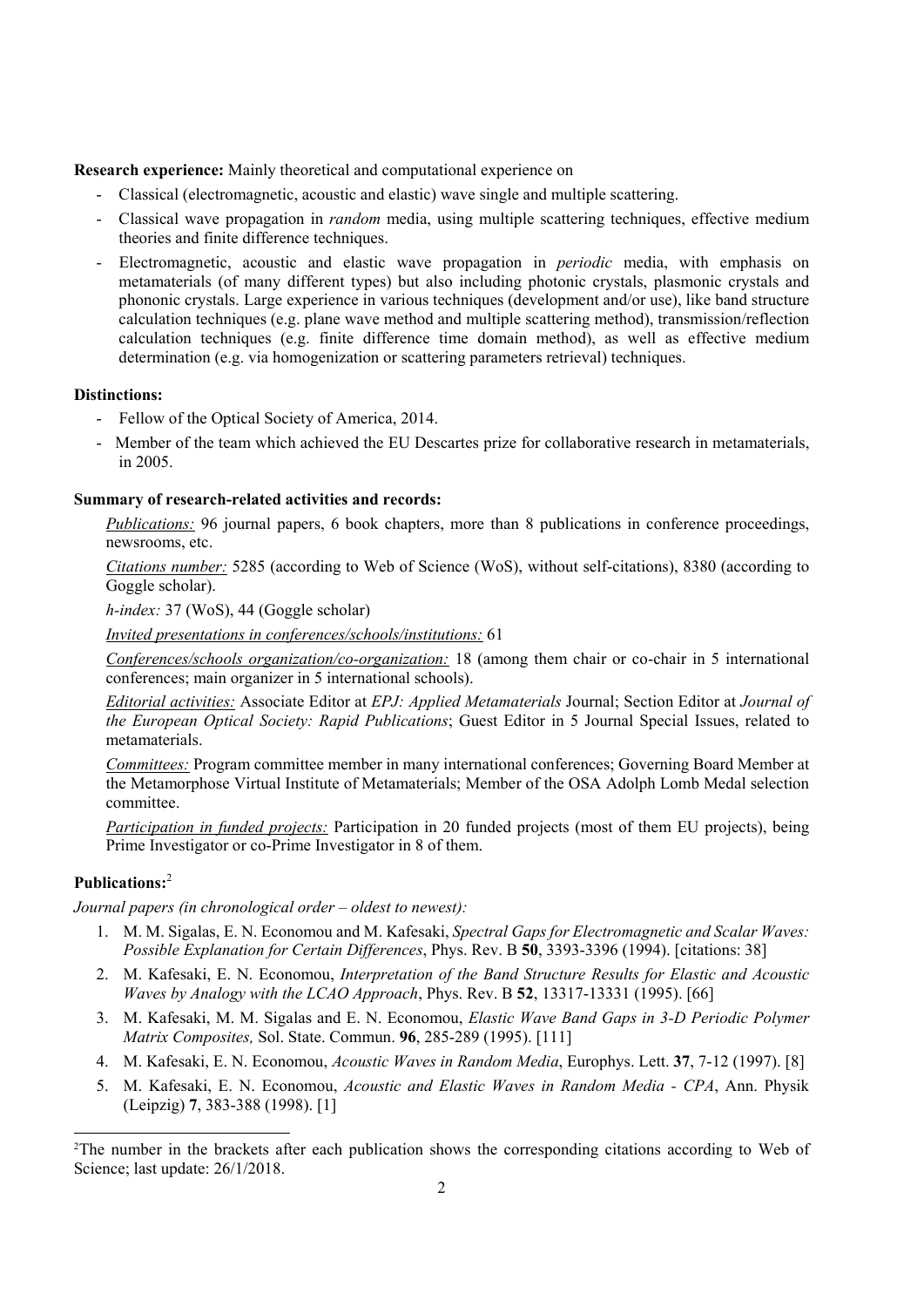**Research experience:** Mainly theoretical and computational experience on

- Classical (electromagnetic, acoustic and elastic) wave single and multiple scattering.
- Classical wave propagation in *random* media, using multiple scattering techniques, effective medium theories and finite difference techniques.
- Electromagnetic, acoustic and elastic wave propagation in *periodic* media, with emphasis on metamaterials (of many different types) but also including photonic crystals, plasmonic crystals and phononic crystals. Large experience in various techniques (development and/or use), like band structure calculation techniques (e.g. plane wave method and multiple scattering method), transmission/reflection calculation techniques (e.g. finite difference time domain method), as well as effective medium determination (e.g. via homogenization or scattering parameters retrieval) techniques.

**Distinctions:**

- Fellow of the Optical Society of America, 2014.
- Member of the team which achieved the EU Descartes prize for collaborative research in metamaterials, in 2005.

**Summary of research-related activities and records:**

*Publications:* 96 journal papers, 6 book chapters, more than 8 publications in conference proceedings, newsrooms, etc.

*Citations number:* 5285 (according to Web of Science (WoS), without self-citations), 8380 (according to Goggle scholar).

*h-index:* 37 (WoS), 44 (Goggle scholar)

*Invited presentations in conferences/schools/institutions:* 61

*Conferences/schools organization/co-organization:* 18 (among them chair or co-chair in 5 international conferences; main organizer in 5 international schools).

*Editorial activities:* Associate Editor at *EPJ: Applied Metamaterials* Journal; Section Editor at *Journal of the European Optical Society: Rapid Publications*; Guest Editor in 5 Journal Special Issues, related to metamaterials.

*Committees:* Program committee member in many international conferences; Governing Board Member at the Metamorphose Virtual Institute of Metamaterials; Member of the OSA Adolph Lomb Medal selection committee.

*Participation in funded projects:* Participation in 20 funded projects (most of them EU projects), being Prime Investigator or co-Prime Investigator in 8 of them.

**Publications:**[2]

*Journal papers (in chronological order – oldest to newest):*

1. M. M. Sigalas, E. N. Economou and M. Kafesaki, *Spectral Gaps for Electromagnetic and Scalar Waves: Possible Explanation for Certain Differences*, Phys. Rev. B **50**, 3393-3396 (1994). [citations: 38]
2. M. Kafesaki, E. N. Economou, *Interpretation of the Band Structure Results for Elastic and Acoustic Waves by Analogy with the LCAO Approach*, Phys. Rev. B **52**, 13317-13331 (1995). [66]
3. M. Kafesaki, M. M. Sigalas and E. N. Economou, *Elastic Wave Band Gaps in 3-D Periodic Polymer Matrix Composites,* Sol. State. Commun. **96**, 285-289 (1995). [111]
4. M. Kafesaki, E. N. Economou, *Acoustic Waves in Random Media*, Europhys. Lett. **37**, 7-12 (1997). [8]
5. M. Kafesaki, E. N. Economou, *Acoustic and Elastic Waves in Random Media - CPA*, Ann. Physik (Leipzig) **7**, 383-388 (1998). [1]

[2]The number in the brackets after each publication shows the corresponding citations according to Web of Science; last update: 26/1/2018.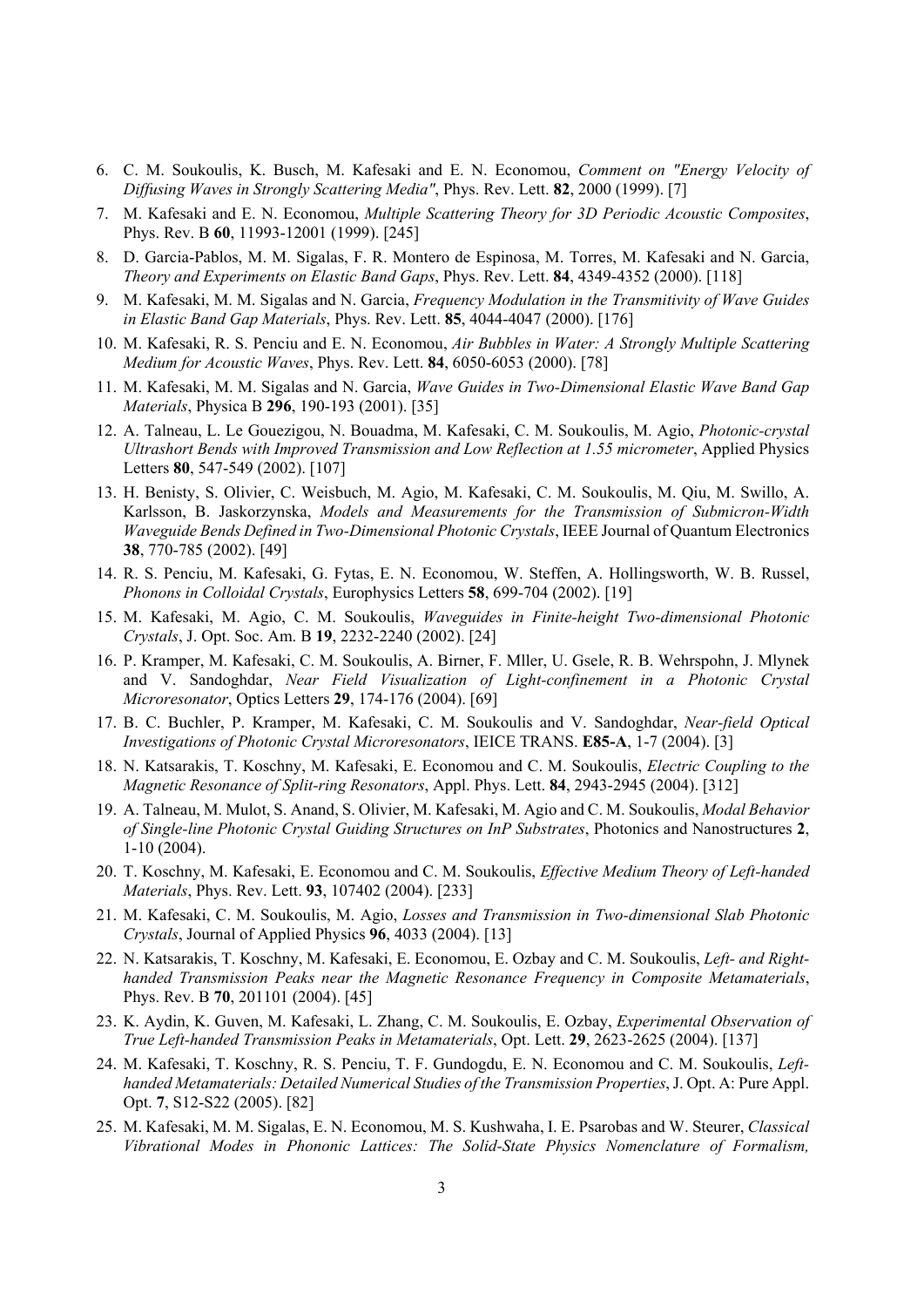6. C. M. Soukoulis, K. Busch, M. Kafesaki and E. N. Economou, *Comment on "Energy Velocity of Diffusing Waves in Strongly Scattering Media"*, Phys. Rev. Lett. **82**, 2000 (1999). [7]
7. M. Kafesaki and E. N. Economou, *Multiple Scattering Theory for 3D Periodic Acoustic Composites*, Phys. Rev. B **60**, 11993-12001 (1999). [245]
8. D. Garcia-Pablos, M. M. Sigalas, F. R. Montero de Espinosa, M. Torres, M. Kafesaki and N. Garcia, *Theory and Experiments on Elastic Band Gaps*, Phys. Rev. Lett. **84**, 4349-4352 (2000). [118]
9. M. Kafesaki, M. M. Sigalas and N. Garcia, *Frequency Modulation in the Transmitivity of Wave Guides in Elastic Band Gap Materials*, Phys. Rev. Lett. **85**, 4044-4047 (2000). [176]
10. M. Kafesaki, R. S. Penciu and E. N. Economou, *Air Bubbles in Water: A Strongly Multiple Scattering Medium for Acoustic Waves*, Phys. Rev. Lett. **84**, 6050-6053 (2000). [78]
11. M. Kafesaki, M. M. Sigalas and N. Garcia, *Wave Guides in Two-Dimensional Elastic Wave Band Gap Materials*, Physica B **296**, 190-193 (2001). [35]
12. A. Talneau, L. Le Gouezigou, N. Bouadma, M. Kafesaki, C. M. Soukoulis, M. Agio, *Photonic-crystal Ultrashort Bends with Improved Transmission and Low Reflection at 1.55 micrometer*, Applied Physics Letters **80**, 547-549 (2002). [107]
13. H. Benisty, S. Olivier, C. Weisbuch, M. Agio, M. Kafesaki, C. M. Soukoulis, M. Qiu, M. Swillo, A. Karlsson, B. Jaskorzynska, *Models and Measurements for the Transmission of Submicron-Width Waveguide Bends Defined in Two-Dimensional Photonic Crystals*, IEEE Journal of Quantum Electronics **38**, 770-785 (2002). [49]
14. R. S. Penciu, M. Kafesaki, G. Fytas, E. N. Economou, W. Steffen, A. Hollingsworth, W. B. Russel, *Phonons in Colloidal Crystals*, Europhysics Letters **58**, 699-704 (2002). [19]
15. M. Kafesaki, M. Agio, C. M. Soukoulis, *Waveguides in Finite-height Two-dimensional Photonic Crystals*, J. Opt. Soc. Am. B **19**, 2232-2240 (2002). [24]
16. P. Kramper, M. Kafesaki, C. M. Soukoulis, A. Birner, F. Mller, U. Gsele, R. B. Wehrspohn, J. Mlynek and V. Sandoghdar, *Near Field Visualization of Light-confinement in a Photonic Crystal Microresonator*, Optics Letters **29**, 174-176 (2004). [69]
17. B. C. Buchler, P. Kramper, M. Kafesaki, C. M. Soukoulis and V. Sandoghdar, *Near-field Optical Investigations of Photonic Crystal Microresonators*, IEICE TRANS. **E85-A**, 1-7 (2004). [3]
18. N. Katsarakis, T. Koschny, M. Kafesaki, E. Economou and C. M. Soukoulis, *Electric Coupling to the Magnetic Resonance of Split-ring Resonators*, Appl. Phys. Lett. **84**, 2943-2945 (2004). [312]
19. A. Talneau, M. Mulot, S. Anand, S. Olivier, M. Kafesaki, M. Agio and C. M. Soukoulis, *Modal Behavior of Single-line Photonic Crystal Guiding Structures on InP Substrates*, Photonics and Nanostructures **2**, 1-10 (2004).
20. T. Koschny, M. Kafesaki, E. Economou and C. M. Soukoulis, *Effective Medium Theory of Left-handed Materials*, Phys. Rev. Lett. **93**, 107402 (2004). [233]
21. M. Kafesaki, C. M. Soukoulis, M. Agio, *Losses and Transmission in Two-dimensional Slab Photonic Crystals*, Journal of Applied Physics **96**, 4033 (2004). [13]
22. N. Katsarakis, T. Koschny, M. Kafesaki, E. Economou, E. Ozbay and C. M. Soukoulis, *Left- and Right-handed Transmission Peaks near the Magnetic Resonance Frequency in Composite Metamaterials*, Phys. Rev. B **70**, 201101 (2004). [45]
23. K. Aydin, K. Guven, M. Kafesaki, L. Zhang, C. M. Soukoulis, E. Ozbay, *Experimental Observation of True Left-handed Transmission Peaks in Metamaterials*, Opt. Lett. **29**, 2623-2625 (2004). [137]
24. M. Kafesaki, T. Koschny, R. S. Penciu, T. F. Gundogdu, E. N. Economou and C. M. Soukoulis, *Left-handed Metamaterials: Detailed Numerical Studies of the Transmission Properties*, J. Opt. A: Pure Appl. Opt. **7**, S12-S22 (2005). [82]
25. M. Kafesaki, M. M. Sigalas, E. N. Economou, M. S. Kushwaha, I. E. Psarobas and W. Steurer, *Classical Vibrational Modes in Phononic Lattices: The Solid-State Physics Nomenclature of Formalism,*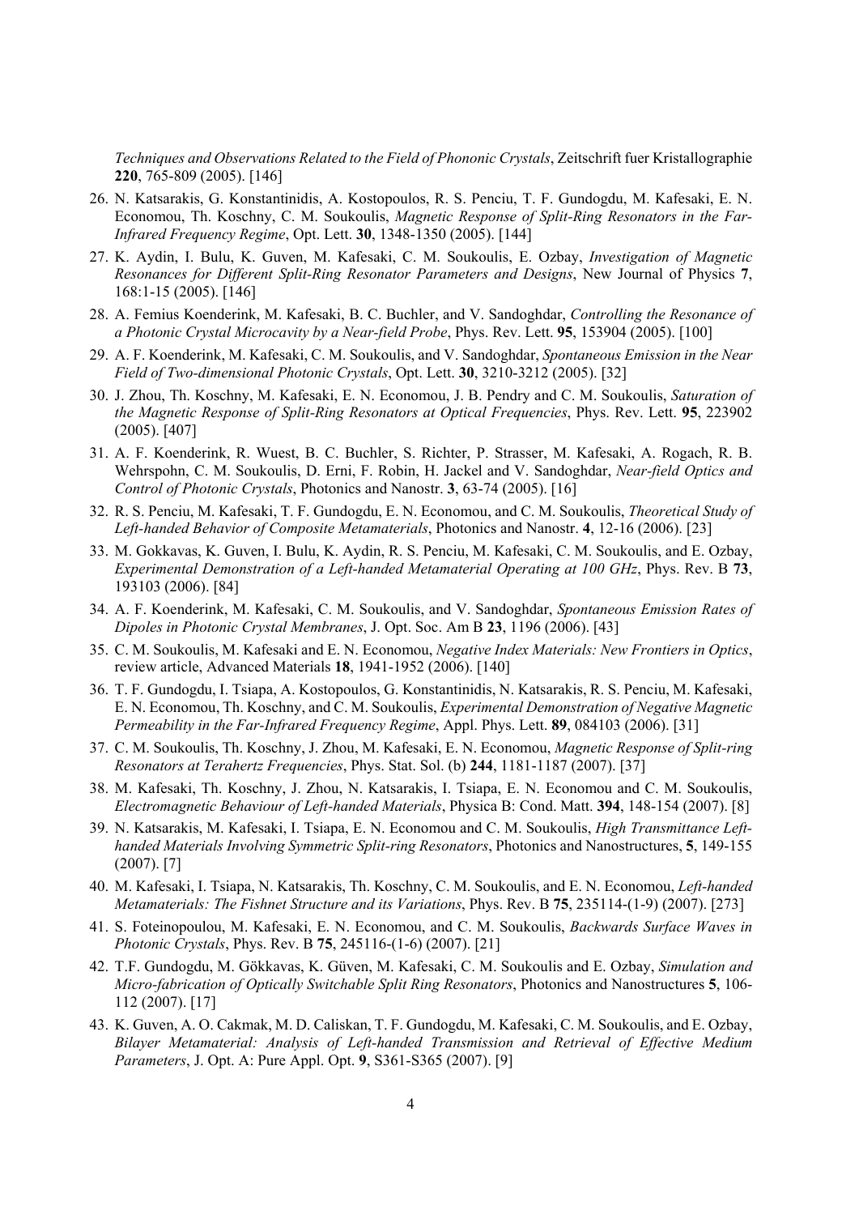*Techniques and Observations Related to the Field of Phononic Crystals*, Zeitschrift fuer Kristallographie **220**, 765-809 (2005). [146]

26. N. Katsarakis, G. Konstantinidis, A. Kostopoulos, R. S. Penciu, T. F. Gundogdu, M. Kafesaki, E. N. Economou, Th. Koschny, C. M. Soukoulis, *Magnetic Response of Split-Ring Resonators in the Far-Infrared Frequency Regime*, Opt. Lett. **30**, 1348-1350 (2005). [144]
27. K. Aydin, I. Bulu, K. Guven, M. Kafesaki, C. M. Soukoulis, E. Ozbay, *Investigation of Magnetic Resonances for Different Split-Ring Resonator Parameters and Designs*, New Journal of Physics **7**, 168:1-15 (2005). [146]
28. A. Femius Koenderink, M. Kafesaki, B. C. Buchler, and V. Sandoghdar, *Controlling the Resonance of a Photonic Crystal Microcavity by a Near-field Probe*, Phys. Rev. Lett. **95**, 153904 (2005). [100]
29. A. F. Koenderink, M. Kafesaki, C. M. Soukoulis, and V. Sandoghdar, *Spontaneous Emission in the Near Field of Two-dimensional Photonic Crystals*, Opt. Lett. **30**, 3210-3212 (2005). [32]
30. J. Zhou, Th. Koschny, M. Kafesaki, E. N. Economou, J. B. Pendry and C. M. Soukoulis, *Saturation of the Magnetic Response of Split-Ring Resonators at Optical Frequencies*, Phys. Rev. Lett. **95**, 223902 (2005). [407]
31. A. F. Koenderink, R. Wuest, B. C. Buchler, S. Richter, P. Strasser, M. Kafesaki, A. Rogach, R. B. Wehrspohn, C. M. Soukoulis, D. Erni, F. Robin, H. Jackel and V. Sandoghdar, *Near-field Optics and Control of Photonic Crystals*, Photonics and Nanostr. **3**, 63-74 (2005). [16]
32. R. S. Penciu, M. Kafesaki, T. F. Gundogdu, E. N. Economou, and C. M. Soukoulis, *Theoretical Study of Left-handed Behavior of Composite Metamaterials*, Photonics and Nanostr. **4**, 12-16 (2006). [23]
33. M. Gokkavas, K. Guven, I. Bulu, K. Aydin, R. S. Penciu, M. Kafesaki, C. M. Soukoulis, and E. Ozbay, *Experimental Demonstration of a Left-handed Metamaterial Operating at 100 GHz*, Phys. Rev. B **73**, 193103 (2006). [84]
34. A. F. Koenderink, M. Kafesaki, C. M. Soukoulis, and V. Sandoghdar, *Spontaneous Emission Rates of Dipoles in Photonic Crystal Membranes*, J. Opt. Soc. Am B **23**, 1196 (2006). [43]
35. C. M. Soukoulis, M. Kafesaki and E. N. Economou, *Negative Index Materials: New Frontiers in Optics*, review article, Advanced Materials **18**, 1941-1952 (2006). [140]
36. T. F. Gundogdu, I. Tsiapa, A. Kostopoulos, G. Konstantinidis, N. Katsarakis, R. S. Penciu, M. Kafesaki, E. N. Economou, Th. Koschny, and C. M. Soukoulis, *Experimental Demonstration of Negative Magnetic Permeability in the Far-Infrared Frequency Regime*, Appl. Phys. Lett. **89**, 084103 (2006). [31]
37. C. M. Soukoulis, Th. Koschny, J. Zhou, M. Kafesaki, E. N. Economou, *Magnetic Response of Split-ring Resonators at Terahertz Frequencies*, Phys. Stat. Sol. (b) **244**, 1181-1187 (2007). [37]
38. M. Kafesaki, Th. Koschny, J. Zhou, N. Katsarakis, I. Tsiapa, E. N. Economou and C. M. Soukoulis, *Electromagnetic Behaviour of Left-handed Materials*, Physica B: Cond. Matt. **394**, 148-154 (2007). [8]
39. N. Katsarakis, M. Kafesaki, I. Tsiapa, E. N. Economou and C. M. Soukoulis, *High Transmittance Left-handed Materials Involving Symmetric Split-ring Resonators*, Photonics and Nanostructures, **5**, 149-155 (2007). [7]
40. M. Kafesaki, I. Tsiapa, N. Katsarakis, Th. Koschny, C. M. Soukoulis, and E. N. Economou, *Left-handed Metamaterials: The Fishnet Structure and its Variations*, Phys. Rev. B **75**, 235114-(1-9) (2007). [273]
41. S. Foteinopoulou, M. Kafesaki, E. N. Economou, and C. M. Soukoulis, *Backwards Surface Waves in Photonic Crystals*, Phys. Rev. B **75**, 245116-(1-6) (2007). [21]
42. T.F. Gundogdu, M. Gökkavas, K. Güven, M. Kafesaki, C. M. Soukoulis and E. Ozbay, *Simulation and Micro-fabrication of Optically Switchable Split Ring Resonators*, Photonics and Nanostructures **5**, 106-112 (2007). [17]
43. K. Guven, A. O. Cakmak, M. D. Caliskan, T. F. Gundogdu, M. Kafesaki, C. M. Soukoulis, and E. Ozbay, *Bilayer Metamaterial: Analysis of Left-handed Transmission and Retrieval of Effective Medium Parameters*, J. Opt. A: Pure Appl. Opt. **9**, S361-S365 (2007). [9]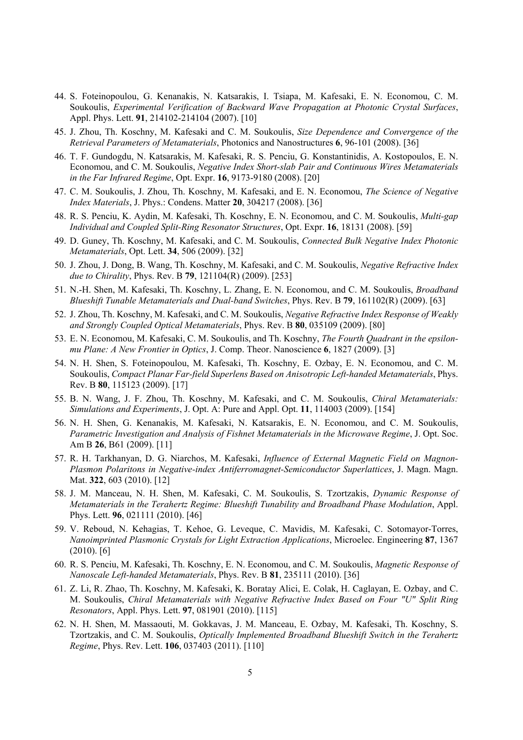44. S. Foteinopoulou, G. Kenanakis, N. Katsarakis, I. Tsiapa, M. Kafesaki, E. N. Economou, C. M. Soukoulis, *Experimental Verification of Backward Wave Propagation at Photonic Crystal Surfaces*, Appl. Phys. Lett. **91**, 214102-214104 (2007). [10]

45. J. Zhou, Th. Koschny, M. Kafesaki and C. M. Soukoulis, *Size Dependence and Convergence of the Retrieval Parameters of Metamaterials*, Photonics and Nanostructures **6**, 96-101 (2008). [36]

46. T. F. Gundogdu, N. Katsarakis, M. Kafesaki, R. S. Penciu, G. Konstantinidis, A. Kostopoulos, E. N. Economou, and C. M. Soukoulis, *Negative Index Short-slab Pair and Continuous Wires Metamaterials in the Far Infrared Regime*, Opt. Expr. **16**, 9173-9180 (2008). [20]

47. C. M. Soukoulis, J. Zhou, Th. Koschny, M. Kafesaki, and E. N. Economou, *The Science of Negative Index Materials*, J. Phys.: Condens. Matter **20**, 304217 (2008). [36]

48. R. S. Penciu, K. Aydin, M. Kafesaki, Th. Koschny, E. N. Economou, and C. M. Soukoulis, *Multi-gap Individual and Coupled Split-Ring Resonator Structures*, Opt. Expr. **16**, 18131 (2008). [59]

49. D. Guney, Th. Koschny, M. Kafesaki, and C. M. Soukoulis, *Connected Bulk Negative Index Photonic Metamaterials*, Opt. Lett. **34**, 506 (2009). [32]

50. J. Zhou, J. Dong, B. Wang, Th. Koschny, M. Kafesaki, and C. M. Soukoulis, *Negative Refractive Index due to Chirality*, Phys. Rev. B **79**, 121104(R) (2009). [253]

51. N.-H. Shen, M. Kafesaki, Th. Koschny, L. Zhang, E. N. Economou, and C. M. Soukoulis, *Broadband Blueshift Tunable Metamaterials and Dual-band Switches*, Phys. Rev. B **79**, 161102(R) (2009). [63]

52. J. Zhou, Th. Koschny, M. Kafesaki, and C. M. Soukoulis, *Negative Refractive Index Response of Weakly and Strongly Coupled Optical Metamaterials*, Phys. Rev. B **80**, 035109 (2009). [80]

53. E. N. Economou, M. Kafesaki, C. M. Soukoulis, and Th. Koschny, *The Fourth Quadrant in the epsilon-mu Plane: A New Frontier in Optics*, J. Comp. Theor. Nanoscience **6**, 1827 (2009). [3]

54. N. H. Shen, S. Foteinopoulou, M. Kafesaki, Th. Koschny, E. Ozbay, E. N. Economou, and C. M. Soukoulis, *Compact Planar Far-field Superlens Based on Anisotropic Left-handed Metamaterials*, Phys. Rev. B **80**, 115123 (2009). [17]

55. B. N. Wang, J. F. Zhou, Th. Koschny, M. Kafesaki, and C. M. Soukoulis, *Chiral Metamaterials: Simulations and Experiments*, J. Opt. A: Pure and Appl. Opt. **11**, 114003 (2009). [154]

56. N. H. Shen, G. Kenanakis, M. Kafesaki, N. Katsarakis, E. N. Economou, and C. M. Soukoulis, *Parametric Investigation and Analysis of Fishnet Metamaterials in the Microwave Regime*, J. Opt. Soc. Am B **26**, B61 (2009). [11]

57. R. H. Tarkhanyan, D. G. Niarchos, M. Kafesaki, *Influence of External Magnetic Field on Magnon-Plasmon Polaritons in Negative-index Antiferromagnet-Semiconductor Superlattices*, J. Magn. Magn. Mat. **322**, 603 (2010). [12]

58. J. M. Manceau, N. H. Shen, M. Kafesaki, C. M. Soukoulis, S. Tzortzakis, *Dynamic Response of Metamaterials in the Terahertz Regime: Blueshift Tunability and Broadband Phase Modulation*, Appl. Phys. Lett. **96**, 021111 (2010). [46]

59. V. Reboud, N. Kehagias, T. Kehoe, G. Leveque, C. Mavidis, M. Kafesaki, C. Sotomayor-Torres, *Nanoimprinted Plasmonic Crystals for Light Extraction Applications*, Microelec. Engineering **87**, 1367 (2010). [6]

60. R. S. Penciu, M. Kafesaki, Th. Koschny, E. N. Economou, and C. M. Soukoulis, *Magnetic Response of Nanoscale Left-handed Metamaterials*, Phys. Rev. B **81**, 235111 (2010). [36]

61. Z. Li, R. Zhao, Th. Koschny, M. Kafesaki, K. Boratay Alici, E. Colak, H. Caglayan, E. Ozbay, and C. M. Soukoulis, *Chiral Metamaterials with Negative Refractive Index Based on Four "U" Split Ring Resonators*, Appl. Phys. Lett. **97**, 081901 (2010). [115]

62. N. H. Shen, M. Massaouti, M. Gokkavas, J. M. Manceau, E. Ozbay, M. Kafesaki, Th. Koschny, S. Tzortzakis, and C. M. Soukoulis, *Optically Implemented Broadband Blueshift Switch in the Terahertz Regime*, Phys. Rev. Lett. **106**, 037403 (2011). [110]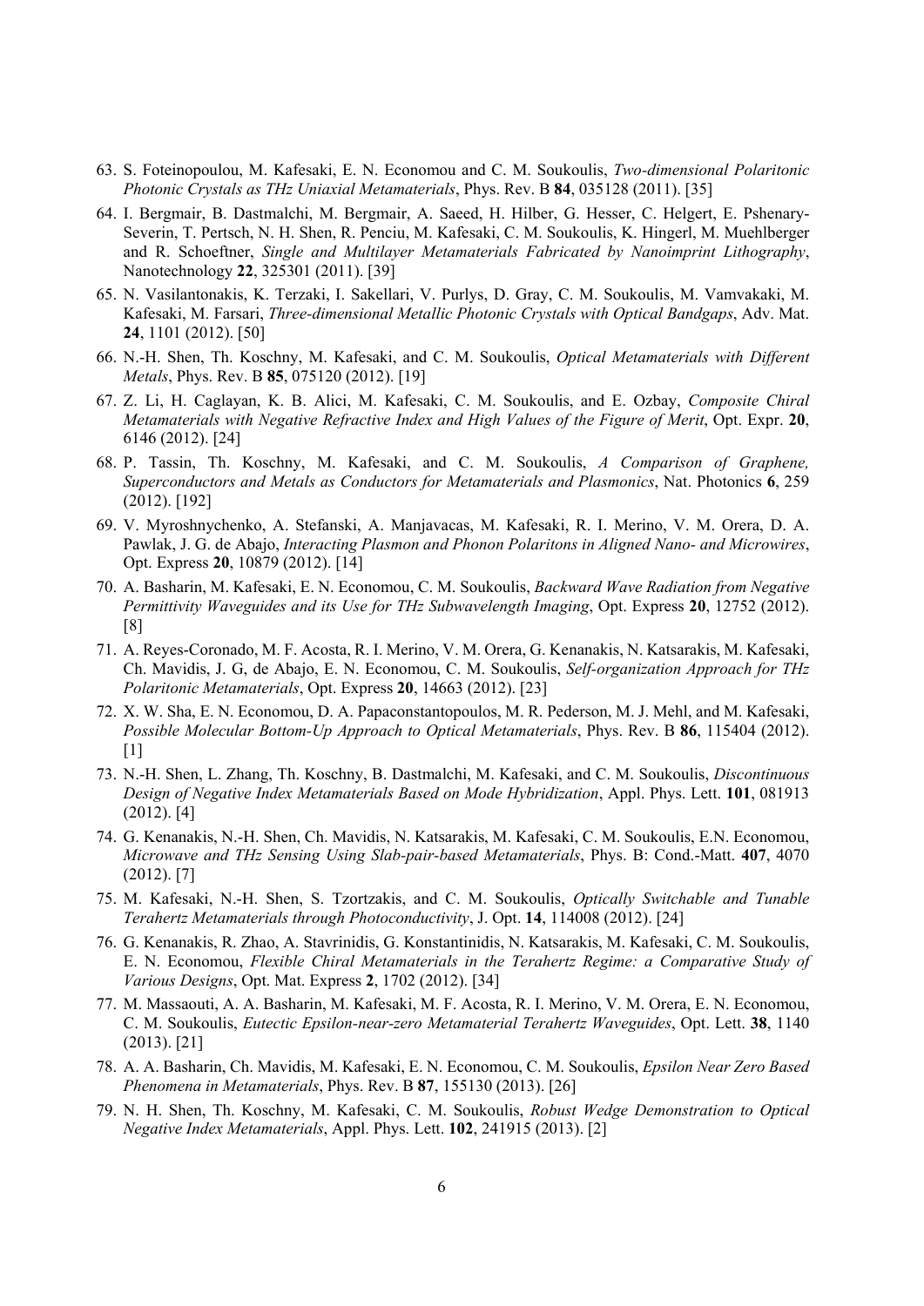63. S. Foteinopoulou, M. Kafesaki, E. N. Economou and C. M. Soukoulis, *Two-dimensional Polaritonic Photonic Crystals as THz Uniaxial Metamaterials*, Phys. Rev. B **84**, 035128 (2011). [35]
64. I. Bergmair, B. Dastmalchi, M. Bergmair, A. Saeed, H. Hilber, G. Hesser, C. Helgert, E. Pshenary-Severin, T. Pertsch, N. H. Shen, R. Penciu, M. Kafesaki, C. M. Soukoulis, K. Hingerl, M. Muehlberger and R. Schoeftner, *Single and Multilayer Metamaterials Fabricated by Nanoimprint Lithography*, Nanotechnology **22**, 325301 (2011). [39]
65. N. Vasilantonakis, K. Terzaki, I. Sakellari, V. Purlys, D. Gray, C. M. Soukoulis, M. Vamvakaki, M. Kafesaki, M. Farsari, *Three-dimensional Metallic Photonic Crystals with Optical Bandgaps*, Adv. Mat. **24**, 1101 (2012). [50]
66. N.-H. Shen, Th. Koschny, M. Kafesaki, and C. M. Soukoulis, *Optical Metamaterials with Different Metals*, Phys. Rev. B **85**, 075120 (2012). [19]
67. Z. Li, H. Caglayan, K. B. Alici, M. Kafesaki, C. M. Soukoulis, and E. Ozbay, *Composite Chiral Metamaterials with Negative Refractive Index and High Values of the Figure of Merit*, Opt. Expr. **20**, 6146 (2012). [24]
68. P. Tassin, Th. Koschny, M. Kafesaki, and C. M. Soukoulis, *A Comparison of Graphene, Superconductors and Metals as Conductors for Metamaterials and Plasmonics*, Nat. Photonics **6**, 259 (2012). [192]
69. V. Myroshnychenko, A. Stefanski, A. Manjavacas, M. Kafesaki, R. I. Merino, V. M. Orera, D. A. Pawlak, J. G. de Abajo, *Interacting Plasmon and Phonon Polaritons in Aligned Nano- and Microwires*, Opt. Express **20**, 10879 (2012). [14]
70. A. Basharin, M. Kafesaki, E. N. Economou, C. M. Soukoulis, *Backward Wave Radiation from Negative Permittivity Waveguides and its Use for THz Subwavelength Imaging*, Opt. Express **20**, 12752 (2012). [8]
71. A. Reyes-Coronado, M. F. Acosta, R. I. Merino, V. M. Orera, G. Kenanakis, N. Katsarakis, M. Kafesaki, Ch. Mavidis, J. G, de Abajo, E. N. Economou, C. M. Soukoulis, *Self-organization Approach for THz Polaritonic Metamaterials*, Opt. Express **20**, 14663 (2012). [23]
72. X. W. Sha, E. N. Economou, D. A. Papaconstantopoulos, M. R. Pederson, M. J. Mehl, and M. Kafesaki, *Possible Molecular Bottom-Up Approach to Optical Metamaterials*, Phys. Rev. B **86**, 115404 (2012). [1]
73. N.-H. Shen, L. Zhang, Th. Koschny, B. Dastmalchi, M. Kafesaki, and C. M. Soukoulis, *Discontinuous Design of Negative Index Metamaterials Based on Mode Hybridization*, Appl. Phys. Lett. **101**, 081913 (2012). [4]
74. G. Kenanakis, N.-H. Shen, Ch. Mavidis, N. Katsarakis, M. Kafesaki, C. M. Soukoulis, E.N. Economou, *Microwave and THz Sensing Using Slab-pair-based Metamaterials*, Phys. B: Cond.-Matt. **407**, 4070 (2012). [7]
75. M. Kafesaki, N.-H. Shen, S. Tzortzakis, and C. M. Soukoulis, *Optically Switchable and Tunable Terahertz Metamaterials through Photoconductivity*, J. Opt. **14**, 114008 (2012). [24]
76. G. Kenanakis, R. Zhao, A. Stavrinidis, G. Konstantinidis, N. Katsarakis, M. Kafesaki, C. M. Soukoulis, E. N. Economou, *Flexible Chiral Metamaterials in the Terahertz Regime: a Comparative Study of Various Designs*, Opt. Mat. Express **2**, 1702 (2012). [34]
77. M. Massaouti, A. A. Basharin, M. Kafesaki, M. F. Acosta, R. I. Merino, V. M. Orera, E. N. Economou, C. M. Soukoulis, *Eutectic Epsilon-near-zero Metamaterial Terahertz Waveguides*, Opt. Lett. **38**, 1140 (2013). [21]
78. A. A. Basharin, Ch. Mavidis, M. Kafesaki, E. N. Economou, C. M. Soukoulis, *Epsilon Near Zero Based Phenomena in Metamaterials*, Phys. Rev. B **87**, 155130 (2013). [26]
79. N. H. Shen, Th. Koschny, M. Kafesaki, C. M. Soukoulis, *Robust Wedge Demonstration to Optical Negative Index Metamaterials*, Appl. Phys. Lett. **102**, 241915 (2013). [2]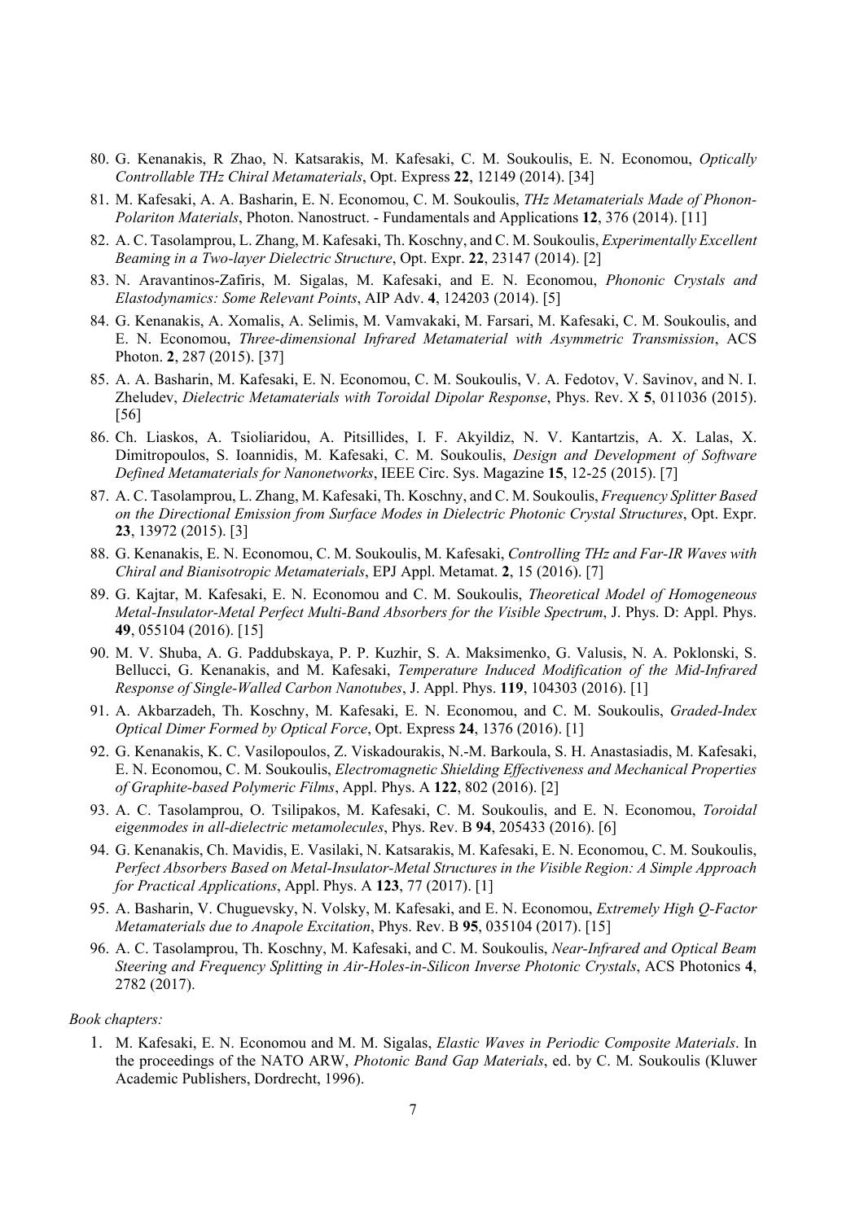80. G. Kenanakis, R Zhao, N. Katsarakis, M. Kafesaki, C. M. Soukoulis, E. N. Economou, *Optically Controllable THz Chiral Metamaterials*, Opt. Express **22**, 12149 (2014). [34]
81. M. Kafesaki, A. A. Basharin, E. N. Economou, C. M. Soukoulis, *THz Metamaterials Made of Phonon-Polariton Materials*, Photon. Nanostruct. - Fundamentals and Applications **12**, 376 (2014). [11]
82. A. C. Tasolamprou, L. Zhang, M. Kafesaki, Th. Koschny, and C. M. Soukoulis, *Experimentally Excellent Beaming in a Two-layer Dielectric Structure*, Opt. Expr. **22**, 23147 (2014). [2]
83. N. Aravantinos-Zafiris, M. Sigalas, M. Kafesaki, and E. N. Economou, *Phononic Crystals and Elastodynamics: Some Relevant Points*, AIP Adv. **4**, 124203 (2014). [5]
84. G. Kenanakis, A. Xomalis, A. Selimis, M. Vamvakaki, M. Farsari, M. Kafesaki, C. M. Soukoulis, and E. N. Economou, *Three-dimensional Infrared Metamaterial with Asymmetric Transmission*, ACS Photon. **2**, 287 (2015). [37]
85. A. A. Basharin, M. Kafesaki, E. N. Economou, C. M. Soukoulis, V. A. Fedotov, V. Savinov, and N. I. Zheludev, *Dielectric Metamaterials with Toroidal Dipolar Response*, Phys. Rev. X **5**, 011036 (2015). [56]
86. Ch. Liaskos, A. Tsioliaridou, A. Pitsillides, I. F. Akyildiz, N. V. Kantartzis, A. X. Lalas, X. Dimitropoulos, S. Ioannidis, M. Kafesaki, C. M. Soukoulis, *Design and Development of Software Defined Metamaterials for Nanonetworks*, IEEE Circ. Sys. Magazine **15**, 12-25 (2015). [7]
87. A. C. Tasolamprou, L. Zhang, M. Kafesaki, Th. Koschny, and C. M. Soukoulis, *Frequency Splitter Based on the Directional Emission from Surface Modes in Dielectric Photonic Crystal Structures*, Opt. Expr. **23**, 13972 (2015). [3]
88. G. Kenanakis, E. N. Economou, C. M. Soukoulis, M. Kafesaki, *Controlling THz and Far-IR Waves with Chiral and Bianisotropic Metamaterials*, EPJ Appl. Metamat. **2**, 15 (2016). [7]
89. G. Kajtar, M. Kafesaki, E. N. Economou and C. M. Soukoulis, *Theoretical Model of Homogeneous Metal-Insulator-Metal Perfect Multi-Band Absorbers for the Visible Spectrum*, J. Phys. D: Appl. Phys. **49**, 055104 (2016). [15]
90. M. V. Shuba, A. G. Paddubskaya, P. P. Kuzhir, S. A. Maksimenko, G. Valusis, N. A. Poklonski, S. Bellucci, G. Kenanakis, and M. Kafesaki, *Temperature Induced Modification of the Mid-Infrared Response of Single-Walled Carbon Nanotubes*, J. Appl. Phys. **119**, 104303 (2016). [1]
91. A. Akbarzadeh, Th. Koschny, M. Kafesaki, E. N. Economou, and C. M. Soukoulis, *Graded-Index Optical Dimer Formed by Optical Force*, Opt. Express **24**, 1376 (2016). [1]
92. G. Kenanakis, K. C. Vasilopoulos, Z. Viskadourakis, N.-M. Barkoula, S. H. Anastasiadis, M. Kafesaki, E. N. Economou, C. M. Soukoulis, *Electromagnetic Shielding Effectiveness and Mechanical Properties of Graphite-based Polymeric Films*, Appl. Phys. A **122**, 802 (2016). [2]
93. A. C. Tasolamprou, O. Tsilipakos, M. Kafesaki, C. M. Soukoulis, and E. N. Economou, *Toroidal eigenmodes in all-dielectric metamolecules*, Phys. Rev. B **94**, 205433 (2016). [6]
94. G. Kenanakis, Ch. Mavidis, E. Vasilaki, N. Katsarakis, M. Kafesaki, E. N. Economou, C. M. Soukoulis, *Perfect Absorbers Based on Metal-Insulator-Metal Structures in the Visible Region: A Simple Approach for Practical Applications*, Appl. Phys. A **123**, 77 (2017). [1]
95. A. Basharin, V. Chuguevsky, N. Volsky, M. Kafesaki, and E. N. Economou, *Extremely High Q-Factor Metamaterials due to Anapole Excitation*, Phys. Rev. B **95**, 035104 (2017). [15]
96. A. C. Tasolamprou, Th. Koschny, M. Kafesaki, and C. M. Soukoulis, *Near-Infrared and Optical Beam Steering and Frequency Splitting in Air-Holes-in-Silicon Inverse Photonic Crystals*, ACS Photonics **4**, 2782 (2017).

*Book chapters:*

1. M. Kafesaki, E. N. Economou and M. M. Sigalas, *Elastic Waves in Periodic Composite Materials*. In the proceedings of the NATO ARW, *Photonic Band Gap Materials*, ed. by C. M. Soukoulis (Kluwer Academic Publishers, Dordrecht, 1996).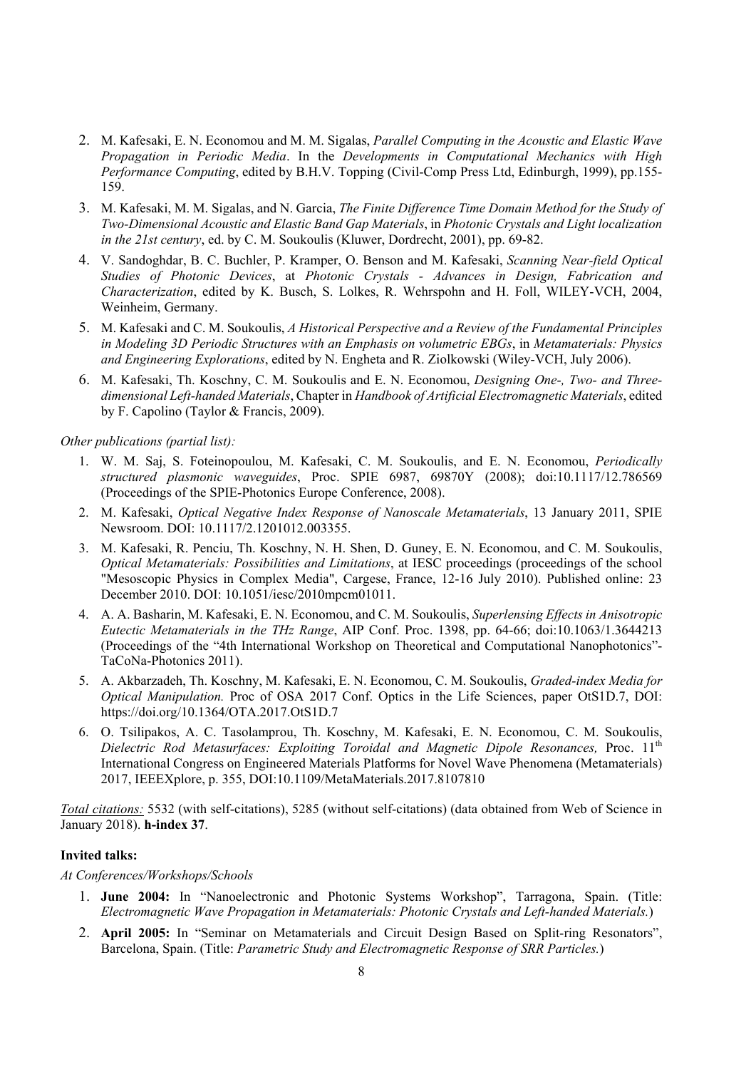2. M. Kafesaki, E. N. Economou and M. M. Sigalas, *Parallel Computing in the Acoustic and Elastic Wave Propagation in Periodic Media*. In the *Developments in Computational Mechanics with High Performance Computing*, edited by B.H.V. Topping (Civil-Comp Press Ltd, Edinburgh, 1999), pp.155-159.
3. M. Kafesaki, M. M. Sigalas, and N. Garcia, *The Finite Difference Time Domain Method for the Study of Two-Dimensional Acoustic and Elastic Band Gap Materials*, in *Photonic Crystals and Light localization in the 21st century*, ed. by C. M. Soukoulis (Kluwer, Dordrecht, 2001), pp. 69-82.
4. V. Sandoghdar, B. C. Buchler, P. Kramper, O. Benson and M. Kafesaki, *Scanning Near-field Optical Studies of Photonic Devices*, at *Photonic Crystals - Advances in Design, Fabrication and Characterization*, edited by K. Busch, S. Lolkes, R. Wehrspohn and H. Foll, WILEY-VCH, 2004, Weinheim, Germany.
5. M. Kafesaki and C. M. Soukoulis, *A Historical Perspective and a Review of the Fundamental Principles in Modeling 3D Periodic Structures with an Emphasis on volumetric EBGs*, in *Metamaterials: Physics and Engineering Explorations*, edited by N. Engheta and R. Ziolkowski (Wiley-VCH, July 2006).
6. M. Kafesaki, Th. Koschny, C. M. Soukoulis and E. N. Economou, *Designing One-, Two- and Three-dimensional Left-handed Materials*, Chapter in *Handbook of Artificial Electromagnetic Materials*, edited by F. Capolino (Taylor & Francis, 2009).

*Other publications (partial list):*

1. W. M. Saj, S. Foteinopoulou, M. Kafesaki, C. M. Soukoulis, and E. N. Economou, *Periodically structured plasmonic waveguides*, Proc. SPIE 6987, 69870Y (2008); doi:10.1117/12.786569 (Proceedings of the SPIE-Photonics Europe Conference, 2008).
2. M. Kafesaki, *Optical Negative Index Response of Nanoscale Metamaterials*, 13 January 2011, SPIE Newsroom. DOI: 10.1117/2.1201012.003355.
3. M. Kafesaki, R. Penciu, Th. Koschny, N. H. Shen, D. Guney, E. N. Economou, and C. M. Soukoulis, *Optical Metamaterials: Possibilities and Limitations*, at IESC proceedings (proceedings of the school "Mesoscopic Physics in Complex Media", Cargese, France, 12-16 July 2010). Published online: 23 December 2010. DOI: 10.1051/iesc/2010mpcm01011.
4. A. A. Basharin, M. Kafesaki, E. N. Economou, and C. M. Soukoulis, *Superlensing Effects in Anisotropic Eutectic Metamaterials in the THz Range*, AIP Conf. Proc. 1398, pp. 64-66; doi:10.1063/1.3644213 (Proceedings of the "4th International Workshop on Theoretical and Computational Nanophotonics"-TaCoNa-Photonics 2011).
5. A. Akbarzadeh, Th. Koschny, M. Kafesaki, E. N. Economou, C. M. Soukoulis, *Graded-index Media for Optical Manipulation.* Proc of OSA 2017 Conf. Optics in the Life Sciences, paper OtS1D.7, DOI: https://doi.org/10.1364/OTA.2017.OtS1D.7
6. O. Tsilipakos, A. C. Tasolamprou, Th. Koschny, M. Kafesaki, E. N. Economou, C. M. Soukoulis, *Dielectric Rod Metasurfaces: Exploiting Toroidal and Magnetic Dipole Resonances,* Proc. 11th International Congress on Engineered Materials Platforms for Novel Wave Phenomena (Metamaterials) 2017, IEEEXplore, p. 355, DOI:10.1109/MetaMaterials.2017.8107810

*Total citations:* 5532 (with self-citations), 5285 (without self-citations) (data obtained from Web of Science in January 2018). **h-index 37**.

**Invited talks:**

*At Conferences/Workshops/Schools*

1. **June 2004:** In "Nanoelectronic and Photonic Systems Workshop", Tarragona, Spain. (Title: *Electromagnetic Wave Propagation in Metamaterials: Photonic Crystals and Left-handed Materials.*)
2. **April 2005:** In "Seminar on Metamaterials and Circuit Design Based on Split-ring Resonators", Barcelona, Spain. (Title: *Parametric Study and Electromagnetic Response of SRR Particles.*)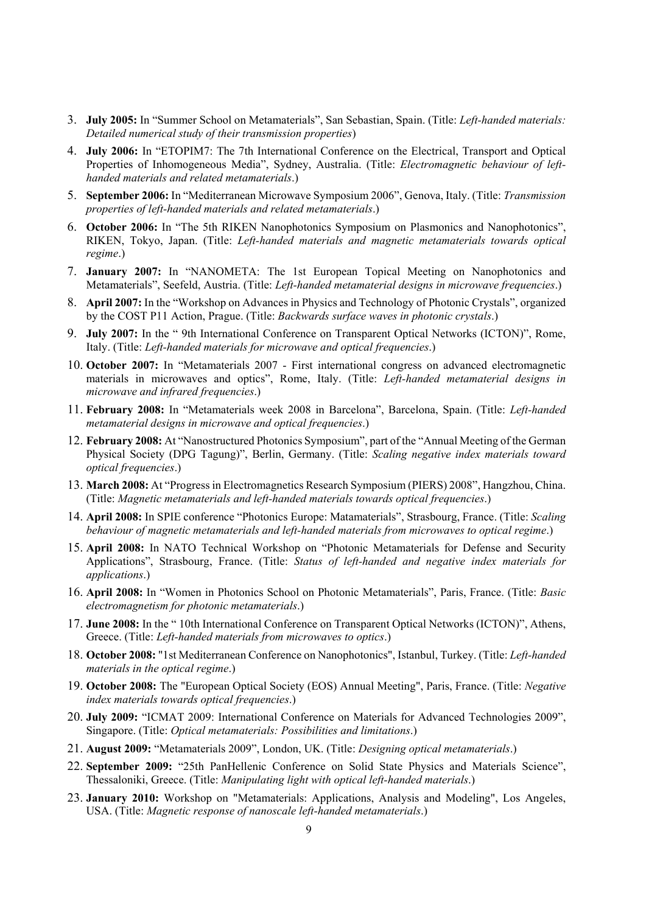3. **July 2005:** In "Summer School on Metamaterials", San Sebastian, Spain. (Title: *Left-handed materials: Detailed numerical study of their transmission properties*)
4. **July 2006:** In "ETOPIM7: The 7th International Conference on the Electrical, Transport and Optical Properties of Inhomogeneous Media", Sydney, Australia. (Title: *Electromagnetic behaviour of left-handed materials and related metamaterials*.)
5. **September 2006:** In "Mediterranean Microwave Symposium 2006", Genova, Italy. (Title: *Transmission properties of left-handed materials and related metamaterials*.)
6. **October 2006:** In "The 5th RIKEN Nanophotonics Symposium on Plasmonics and Nanophotonics", RIKEN, Tokyo, Japan. (Title: *Left-handed materials and magnetic metamaterials towards optical regime*.)
7. **January 2007:** In "NANOMETA: The 1st European Topical Meeting on Nanophotonics and Metamaterials", Seefeld, Austria. (Title: *Left-handed metamaterial designs in microwave frequencies*.)
8. **April 2007:** In the "Workshop on Advances in Physics and Technology of Photonic Crystals", organized by the COST P11 Action, Prague. (Title: *Backwards surface waves in photonic crystals*.)
9. **July 2007:** In the " 9th International Conference on Transparent Optical Networks (ICTON)", Rome, Italy. (Title: *Left-handed materials for microwave and optical frequencies*.)
10. **October 2007:** In "Metamaterials 2007 - First international congress on advanced electromagnetic materials in microwaves and optics", Rome, Italy. (Title: *Left-handed metamaterial designs in microwave and infrared frequencies*.)
11. **February 2008:** In "Metamaterials week 2008 in Barcelona", Barcelona, Spain. (Title: *Left-handed metamaterial designs in microwave and optical frequencies*.)
12. **February 2008:** At "Nanostructured Photonics Symposium", part of the "Annual Meeting of the German Physical Society (DPG Tagung)", Berlin, Germany. (Title: *Scaling negative index materials toward optical frequencies*.)
13. **March 2008:** At "Progress in Electromagnetics Research Symposium (PIERS) 2008", Hangzhou, China. (Title: *Magnetic metamaterials and left-handed materials towards optical frequencies*.)
14. **April 2008:** In SPIE conference "Photonics Europe: Matamaterials", Strasbourg, France. (Title: *Scaling behaviour of magnetic metamaterials and left-handed materials from microwaves to optical regime*.)
15. **April 2008:** In NATO Technical Workshop on "Photonic Metamaterials for Defense and Security Applications", Strasbourg, France. (Title: *Status of left-handed and negative index materials for applications*.)
16. **April 2008:** In "Women in Photonics School on Photonic Metamaterials", Paris, France. (Title: *Basic electromagnetism for photonic metamaterials*.)
17. **June 2008:** In the " 10th International Conference on Transparent Optical Networks (ICTON)", Athens, Greece. (Title: *Left-handed materials from microwaves to optics*.)
18. **October 2008:** "1st Mediterranean Conference on Nanophotonics", Istanbul, Turkey. (Title: *Left-handed materials in the optical regime*.)
19. **October 2008:** The "European Optical Society (EOS) Annual Meeting", Paris, France. (Title: *Negative index materials towards optical frequencies*.)
20. **July 2009:** "ICMAT 2009: International Conference on Materials for Advanced Technologies 2009", Singapore. (Title: *Optical metamaterials: Possibilities and limitations*.)
21. **August 2009:** "Metamaterials 2009", London, UK. (Title: *Designing optical metamaterials*.)
22. **September 2009:** "25th PanHellenic Conference on Solid State Physics and Materials Science", Thessaloniki, Greece. (Title: *Manipulating light with optical left-handed materials*.)
23. **January 2010:** Workshop on "Metamaterials: Applications, Analysis and Modeling", Los Angeles, USA. (Title: *Magnetic response of nanoscale left-handed metamaterials*.)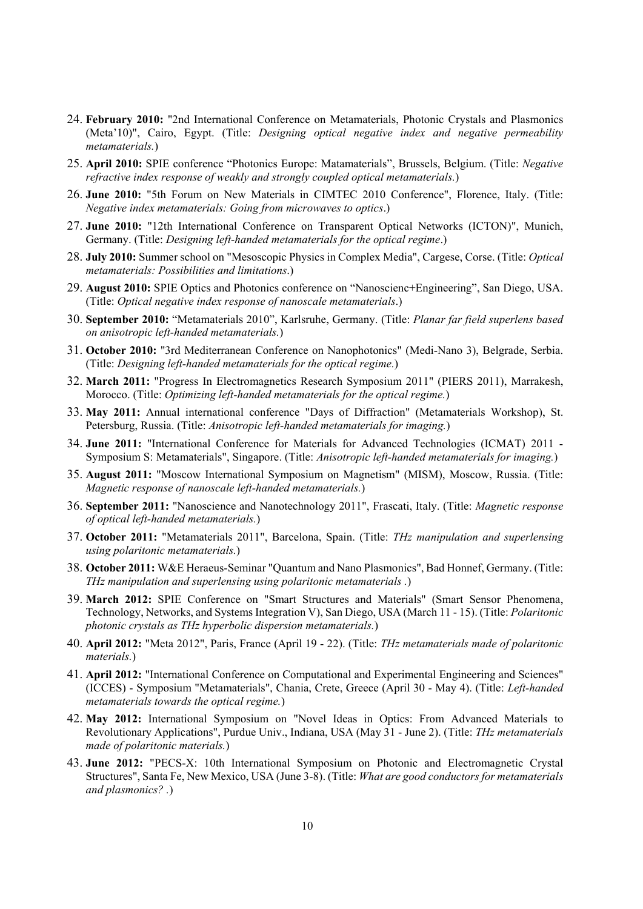24. **February 2010:** "2nd International Conference on Metamaterials, Photonic Crystals and Plasmonics (Meta'10)", Cairo, Egypt. (Title: *Designing optical negative index and negative permeability metamaterials.*)
25. **April 2010:** SPIE conference "Photonics Europe: Matamaterials", Brussels, Belgium. (Title: *Negative refractive index response of weakly and strongly coupled optical metamaterials.*)
26. **June 2010:** "5th Forum on New Materials in CIMTEC 2010 Conference", Florence, Italy. (Title: *Negative index metamaterials: Going from microwaves to optics*.)
27. **June 2010:** "12th International Conference on Transparent Optical Networks (ICTON)", Munich, Germany. (Title: *Designing left-handed metamaterials for the optical regime*.)
28. **July 2010:** Summer school on "Mesoscopic Physics in Complex Media", Cargese, Corse. (Title: *Optical metamaterials: Possibilities and limitations*.)
29. **August 2010:** SPIE Optics and Photonics conference on "Nanoscienc+Engineering", San Diego, USA. (Title: *Optical negative index response of nanoscale metamaterials*.)
30. **September 2010:** "Metamaterials 2010", Karlsruhe, Germany. (Title: *Planar far field superlens based on anisotropic left-handed metamaterials.*)
31. **October 2010:** "3rd Mediterranean Conference on Nanophotonics" (Medi-Nano 3), Belgrade, Serbia. (Title: *Designing left-handed metamaterials for the optical regime.*)
32. **March 2011:** "Progress In Electromagnetics Research Symposium 2011" (PIERS 2011), Marrakesh, Morocco. (Title: *Optimizing left-handed metamaterials for the optical regime.*)
33. **May 2011:** Annual international conference "Days of Diffraction" (Metamaterials Workshop), St. Petersburg, Russia. (Title: *Anisotropic left-handed metamaterials for imaging.*)
34. **June 2011:** "International Conference for Materials for Advanced Technologies (ICMAT) 2011 - Symposium S: Metamaterials", Singapore. (Title: *Anisotropic left-handed metamaterials for imaging.*)
35. **August 2011:** "Moscow International Symposium on Magnetism" (MISM), Moscow, Russia. (Title: *Magnetic response of nanoscale left-handed metamaterials.*)
36. **September 2011:** "Nanoscience and Nanotechnology 2011", Frascati, Italy. (Title: *Magnetic response of optical left-handed metamaterials.*)
37. **October 2011:** "Metamaterials 2011", Barcelona, Spain. (Title: *THz manipulation and superlensing using polaritonic metamaterials.*)
38. **October 2011:** W&E Heraeus-Seminar "Quantum and Nano Plasmonics", Bad Honnef, Germany. (Title: *THz manipulation and superlensing using polaritonic metamaterials .*)
39. **March 2012:** SPIE Conference on "Smart Structures and Materials" (Smart Sensor Phenomena, Technology, Networks, and Systems Integration V), San Diego, USA (March 11 - 15). (Title: *Polaritonic photonic crystals as THz hyperbolic dispersion metamaterials.*)
40. **April 2012:** "Meta 2012", Paris, France (April 19 - 22). (Title: *THz metamaterials made of polaritonic materials.*)
41. **April 2012:** "International Conference on Computational and Experimental Engineering and Sciences" (ICCES) - Symposium "Metamaterials", Chania, Crete, Greece (April 30 - May 4). (Title: *Left-handed metamaterials towards the optical regime.*)
42. **May 2012:** International Symposium on "Novel Ideas in Optics: From Advanced Materials to Revolutionary Applications", Purdue Univ., Indiana, USA (May 31 - June 2). (Title: *THz metamaterials made of polaritonic materials.*)
43. **June 2012:** "PECS-X: 10th International Symposium on Photonic and Electromagnetic Crystal Structures", Santa Fe, New Mexico, USA (June 3-8). (Title: *What are good conductors for metamaterials and plasmonics? .*)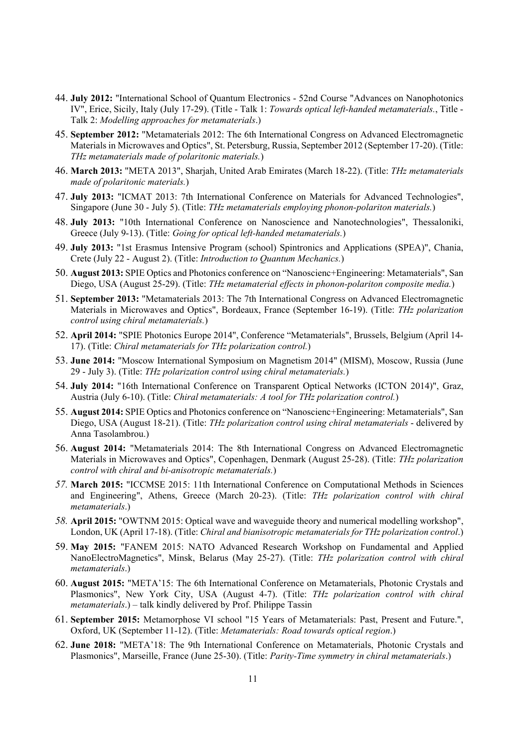44. **July 2012:** "International School of Quantum Electronics - 52nd Course "Advances on Nanophotonics IV", Erice, Sicily, Italy (July 17-29). (Title - Talk 1: *Towards optical left-handed metamaterials.*, Title - Talk 2: *Modelling approaches for metamaterials*.)
45. **September 2012:** "Metamaterials 2012: The 6th International Congress on Advanced Electromagnetic Materials in Microwaves and Optics", St. Petersburg, Russia, September 2012 (September 17-20). (Title: *THz metamaterials made of polaritonic materials.*)
46. **March 2013:** "META 2013", Sharjah, United Arab Emirates (March 18-22). (Title: *THz metamaterials made of polaritonic materials.*)
47. **July 2013:** "ICMAT 2013: 7th International Conference on Materials for Advanced Technologies", Singapore (June 30 - July 5). (Title: *THz metamaterials employing phonon-polariton materials.*)
48. **July 2013:** "10th International Conference on Nanoscience and Nanotechnologies", Thessaloniki, Greece (July 9-13). (Title: *Going for optical left-handed metamaterials.*)
49. **July 2013:** "1st Erasmus Intensive Program (school) Spintronics and Applications (SPEA)", Chania, Crete (July 22 - August 2). (Title: *Introduction to Quantum Mechanics.*)
50. **August 2013:** SPIE Optics and Photonics conference on "Nanoscienc+Engineering: Metamaterials", San Diego, USA (August 25-29). (Title: *THz metamaterial effects in phonon-polariton composite media.*)
51. **September 2013:** "Metamaterials 2013: The 7th International Congress on Advanced Electromagnetic Materials in Microwaves and Optics", Bordeaux, France (September 16-19). (Title: *THz polarization control using chiral metamaterials.*)
52. **April 2014:** "SPIE Photonics Europe 2014", Conference "Metamaterials", Brussels, Belgium (April 14-17). (Title: *Chiral metamaterials for THz polarization control.*)
53. **June 2014:** "Moscow International Symposium on Magnetism 2014" (MISM), Moscow, Russia (June 29 - July 3). (Title: *THz polarization control using chiral metamaterials.*)
54. **July 2014:** "16th International Conference on Transparent Optical Networks (ICTON 2014)", Graz, Austria (July 6-10). (Title: *Chiral metamaterials: A tool for THz polarization control.*)
55. **August 2014:** SPIE Optics and Photonics conference on "Nanoscienc+Engineering: Metamaterials", San Diego, USA (August 18-21). (Title: *THz polarization control using chiral metamaterials* - delivered by Anna Tasolambrou.)
56. **August 2014:** "Metamaterials 2014: The 8th International Congress on Advanced Electromagnetic Materials in Microwaves and Optics", Copenhagen, Denmark (August 25-28). (Title: *THz polarization control with chiral and bi-anisotropic metamaterials.*)
57. **March 2015:** "ICCMSE 2015: 11th International Conference on Computational Methods in Sciences and Engineering", Athens, Greece (March 20-23). (Title: *THz polarization control with chiral metamaterials*.)
58. **April 2015:** "OWTNM 2015: Optical wave and waveguide theory and numerical modelling workshop", London, UK (April 17-18). (Title: *Chiral and bianisotropic metamaterials for THz polarization control*.)
59. **May 2015:** "FANEM 2015: NATO Advanced Research Workshop on Fundamental and Applied NanoElectroMagnetics", Minsk, Belarus (May 25-27). (Title: *THz polarization control with chiral metamaterials*.)
60. **August 2015:** "META'15: The 6th International Conference on Metamaterials, Photonic Crystals and Plasmonics", New York City, USA (August 4-7). (Title: *THz polarization control with chiral metamaterials*.) – talk kindly delivered by Prof. Philippe Tassin
61. **September 2015:** Metamorphose VI school "15 Years of Metamaterials: Past, Present and Future.", Oxford, UK (September 11-12). (Title: *Metamaterials: Road towards optical region*.)
62. **June 2018:** "META'18: The 9th International Conference on Metamaterials, Photonic Crystals and Plasmonics", Marseille, France (June 25-30). (Title: *Parity-Time symmetry in chiral metamaterials*.)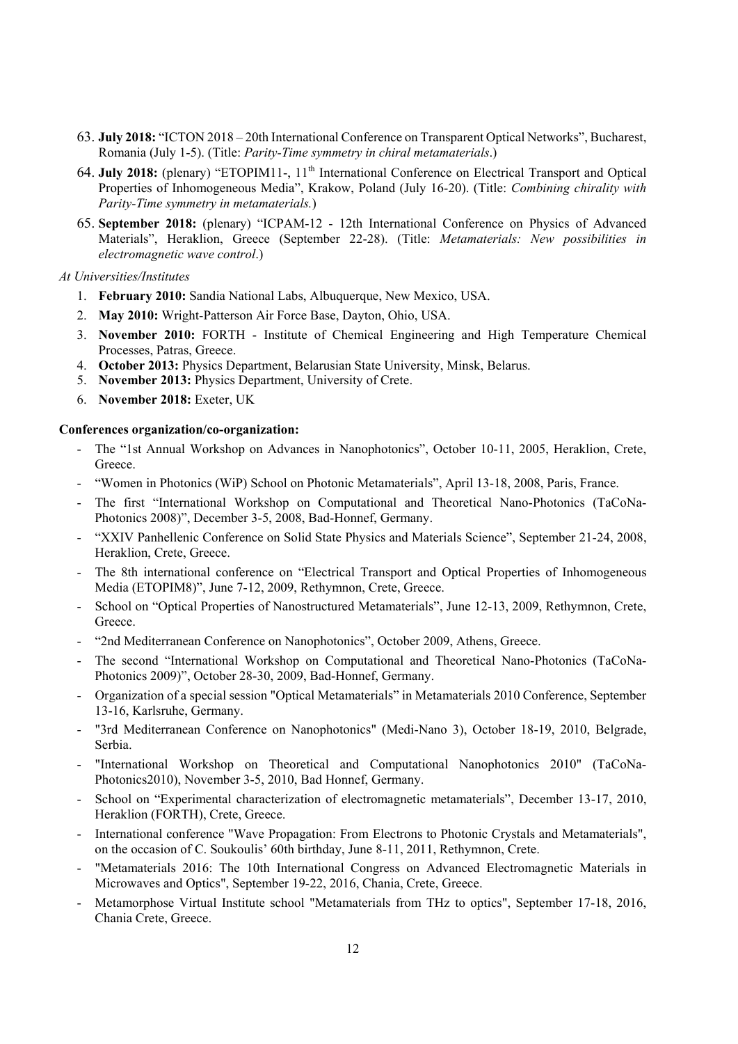63. **July 2018:** "ICTON 2018 – 20th International Conference on Transparent Optical Networks", Bucharest, Romania (July 1-5). (Title: *Parity-Time symmetry in chiral metamaterials*.)
64. **July 2018:** (plenary) "ETOPIM11-, 11$^{th}$ International Conference on Electrical Transport and Optical Properties of Inhomogeneous Media", Krakow, Poland (July 16-20). (Title: *Combining chirality with Parity-Time symmetry in metamaterials.*)
65. **September 2018:** (plenary) "ICPAM-12 - 12th International Conference on Physics of Advanced Materials", Heraklion, Greece (September 22-28). (Title: *Metamaterials: New possibilities in electromagnetic wave control*.)

*At Universities/Institutes*

1. **February 2010:** Sandia National Labs, Albuquerque, New Mexico, USA.
2. **May 2010:** Wright-Patterson Air Force Base, Dayton, Ohio, USA.
3. **November 2010:** FORTH - Institute of Chemical Engineering and High Temperature Chemical Processes, Patras, Greece.
4. **October 2013:** Physics Department, Belarusian State University, Minsk, Belarus.
5. **November 2013:** Physics Department, University of Crete.
6. **November 2018:** Exeter, UK

**Conferences organization/co-organization:**

- The "1st Annual Workshop on Advances in Nanophotonics", October 10-11, 2005, Heraklion, Crete, Greece.
- "Women in Photonics (WiP) School on Photonic Metamaterials", April 13-18, 2008, Paris, France.
- The first "International Workshop on Computational and Theoretical Nano-Photonics (TaCoNa-Photonics 2008)", December 3-5, 2008, Bad-Honnef, Germany.
- "XXIV Panhellenic Conference on Solid State Physics and Materials Science", September 21-24, 2008, Heraklion, Crete, Greece.
- The 8th international conference on "Electrical Transport and Optical Properties of Inhomogeneous Media (ETOPIM8)", June 7-12, 2009, Rethymnon, Crete, Greece.
- School on "Optical Properties of Nanostructured Metamaterials", June 12-13, 2009, Rethymnon, Crete, Greece.
- "2nd Mediterranean Conference on Nanophotonics", October 2009, Athens, Greece.
- The second "International Workshop on Computational and Theoretical Nano-Photonics (TaCoNa-Photonics 2009)", October 28-30, 2009, Bad-Honnef, Germany.
- Organization of a special session "Optical Metamaterials" in Metamaterials 2010 Conference, September 13-16, Karlsruhe, Germany.
- "3rd Mediterranean Conference on Nanophotonics" (Medi-Nano 3), October 18-19, 2010, Belgrade, Serbia.
- "International Workshop on Theoretical and Computational Nanophotonics 2010" (TaCoNa-Photonics2010), November 3-5, 2010, Bad Honnef, Germany.
- School on "Experimental characterization of electromagnetic metamaterials", December 13-17, 2010, Heraklion (FORTH), Crete, Greece.
- International conference "Wave Propagation: From Electrons to Photonic Crystals and Metamaterials", on the occasion of C. Soukoulis' 60th birthday, June 8-11, 2011, Rethymnon, Crete.
- "Metamaterials 2016: The 10th International Congress on Advanced Electromagnetic Materials in Microwaves and Optics", September 19-22, 2016, Chania, Crete, Greece.
- Metamorphose Virtual Institute school "Metamaterials from THz to optics", September 17-18, 2016, Chania Crete, Greece.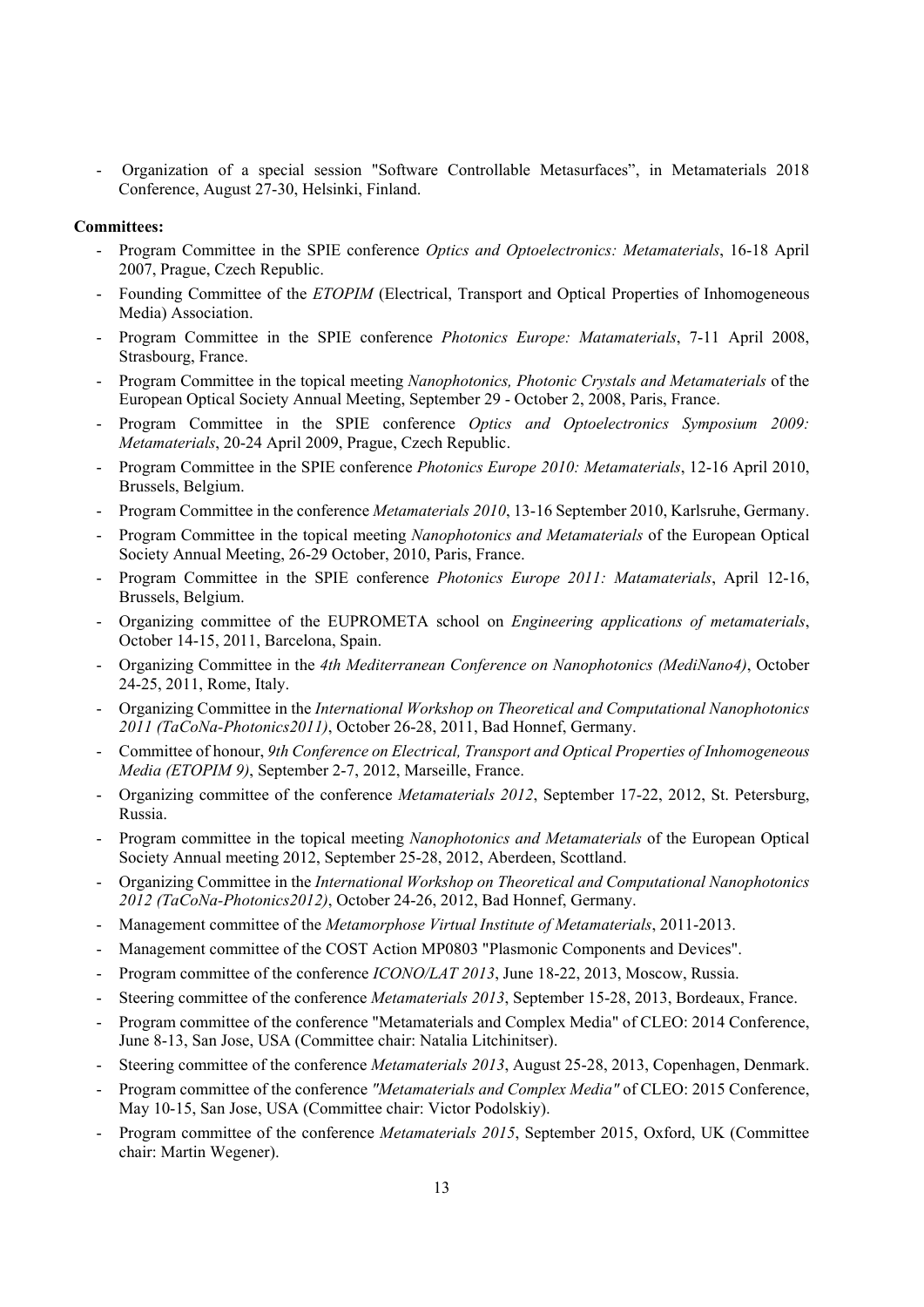- Organization of a special session "Software Controllable Metasurfaces", in Metamaterials 2018 Conference, August 27-30, Helsinki, Finland.

**Committees:**

- Program Committee in the SPIE conference *Optics and Optoelectronics: Metamaterials*, 16-18 April 2007, Prague, Czech Republic.
- Founding Committee of the *ETOPIM* (Electrical, Transport and Optical Properties of Inhomogeneous Media) Association.
- Program Committee in the SPIE conference *Photonics Europe: Matamaterials*, 7-11 April 2008, Strasbourg, France.
- Program Committee in the topical meeting *Nanophotonics, Photonic Crystals and Metamaterials* of the European Optical Society Annual Meeting, September 29 - October 2, 2008, Paris, France.
- Program Committee in the SPIE conference *Optics and Optoelectronics Symposium 2009: Metamaterials*, 20-24 April 2009, Prague, Czech Republic.
- Program Committee in the SPIE conference *Photonics Europe 2010: Metamaterials*, 12-16 April 2010, Brussels, Belgium.
- Program Committee in the conference *Metamaterials 2010*, 13-16 September 2010, Karlsruhe, Germany.
- Program Committee in the topical meeting *Nanophotonics and Metamaterials* of the European Optical Society Annual Meeting, 26-29 October, 2010, Paris, France.
- Program Committee in the SPIE conference *Photonics Europe 2011: Matamaterials*, April 12-16, Brussels, Belgium.
- Organizing committee of the EUPROMETA school on *Engineering applications of metamaterials*, October 14-15, 2011, Barcelona, Spain.
- Organizing Committee in the *4th Mediterranean Conference on Nanophotonics (MediNano4)*, October 24-25, 2011, Rome, Italy.
- Organizing Committee in the *International Workshop on Theoretical and Computational Nanophotonics 2011 (TaCoNa-Photonics2011)*, October 26-28, 2011, Bad Honnef, Germany.
- Committee of honour, *9th Conference on Electrical, Transport and Optical Properties of Inhomogeneous Media (ETOPIM 9)*, September 2-7, 2012, Marseille, France.
- Organizing committee of the conference *Metamaterials 2012*, September 17-22, 2012, St. Petersburg, Russia.
- Program committee in the topical meeting *Nanophotonics and Metamaterials* of the European Optical Society Annual meeting 2012, September 25-28, 2012, Aberdeen, Scottland.
- Organizing Committee in the *International Workshop on Theoretical and Computational Nanophotonics 2012 (TaCoNa-Photonics2012)*, October 24-26, 2012, Bad Honnef, Germany.
- Management committee of the *Metamorphose Virtual Institute of Metamaterials*, 2011-2013.
- Management committee of the COST Action MP0803 "Plasmonic Components and Devices".
- Program committee of the conference *ICONO/LAT 2013*, June 18-22, 2013, Moscow, Russia.
- Steering committee of the conference *Metamaterials 2013*, September 15-28, 2013, Bordeaux, France.
- Program committee of the conference "Metamaterials and Complex Media" of CLEO: 2014 Conference, June 8-13, San Jose, USA (Committee chair: Natalia Litchinitser).
- Steering committee of the conference *Metamaterials 2013*, August 25-28, 2013, Copenhagen, Denmark.
- Program committee of the conference *"Metamaterials and Complex Media"* of CLEO: 2015 Conference, May 10-15, San Jose, USA (Committee chair: Victor Podolskiy).
- Program committee of the conference *Metamaterials 2015*, September 2015, Oxford, UK (Committee chair: Martin Wegener).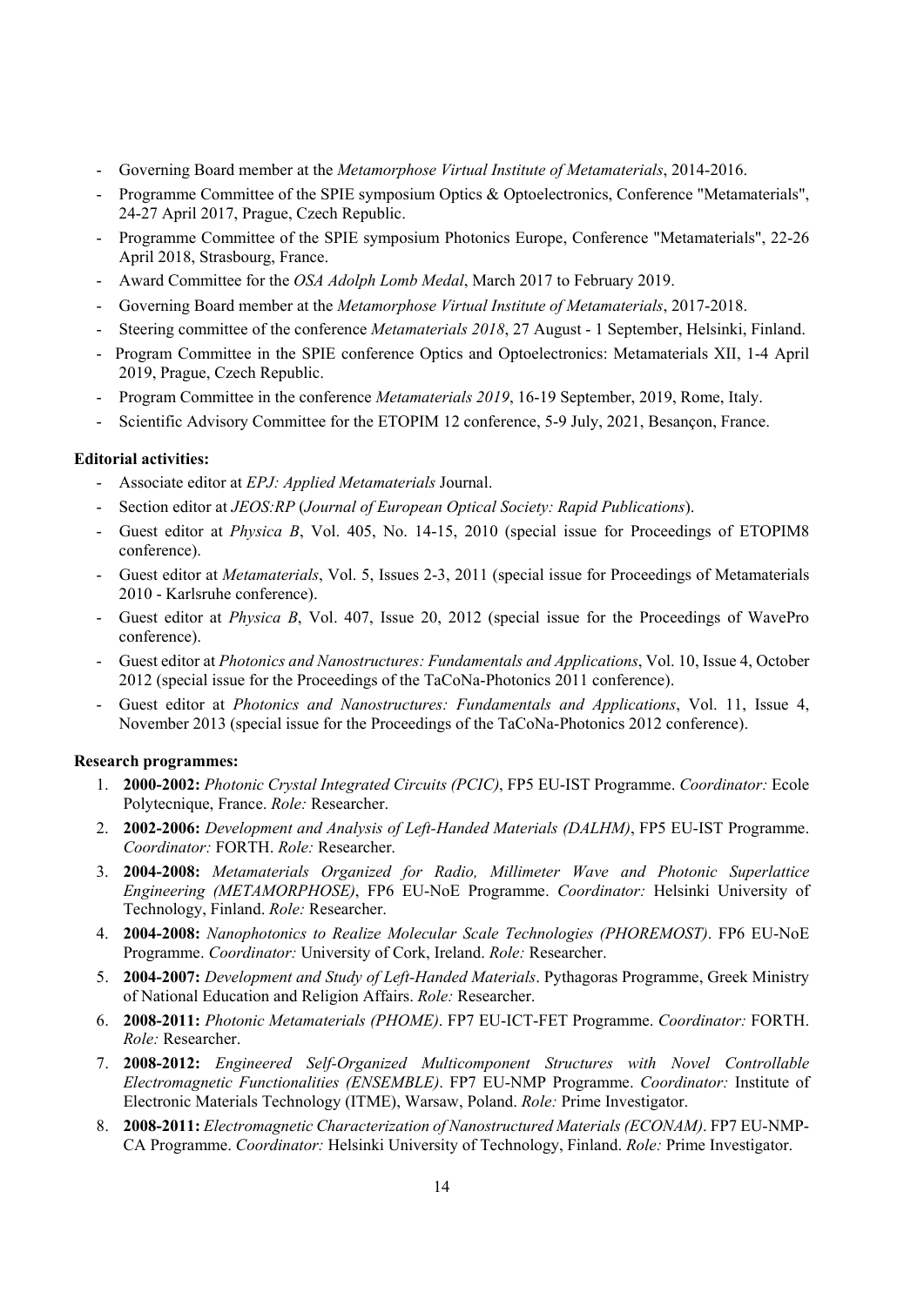- Governing Board member at the *Metamorphose Virtual Institute of Metamaterials*, 2014-2016.
- Programme Committee of the SPIE symposium Optics & Optoelectronics, Conference "Metamaterials", 24-27 April 2017, Prague, Czech Republic.
- Programme Committee of the SPIE symposium Photonics Europe, Conference "Metamaterials", 22-26 April 2018, Strasbourg, France.
- Award Committee for the *OSA Adolph Lomb Medal*, March 2017 to February 2019.
- Governing Board member at the *Metamorphose Virtual Institute of Metamaterials*, 2017-2018.
- Steering committee of the conference *Metamaterials 2018*, 27 August - 1 September, Helsinki, Finland.
- Program Committee in the SPIE conference Optics and Optoelectronics: Metamaterials XII, 1-4 April 2019, Prague, Czech Republic.
- Program Committee in the conference *Metamaterials 2019*, 16-19 September, 2019, Rome, Italy.
- Scientific Advisory Committee for the ETOPIM 12 conference, 5-9 July, 2021, Besançon, France.

**Editorial activities:**

- Associate editor at *EPJ: Applied Metamaterials* Journal.
- Section editor at *JEOS:RP* (*Journal of European Optical Society: Rapid Publications*).
- Guest editor at *Physica B*, Vol. 405, No. 14-15, 2010 (special issue for Proceedings of ETOPIM8 conference).
- Guest editor at *Metamaterials*, Vol. 5, Issues 2-3, 2011 (special issue for Proceedings of Metamaterials 2010 - Karlsruhe conference).
- Guest editor at *Physica B*, Vol. 407, Issue 20, 2012 (special issue for the Proceedings of WavePro conference).
- Guest editor at *Photonics and Nanostructures: Fundamentals and Applications*, Vol. 10, Issue 4, October 2012 (special issue for the Proceedings of the TaCoNa-Photonics 2011 conference).
- Guest editor at *Photonics and Nanostructures: Fundamentals and Applications*, Vol. 11, Issue 4, November 2013 (special issue for the Proceedings of the TaCoNa-Photonics 2012 conference).

**Research programmes:**

1. **2000-2002:** *Photonic Crystal Integrated Circuits (PCIC)*, FP5 EU-IST Programme. *Coordinator:* Ecole Polytecnique, France. *Role:* Researcher.
2. **2002-2006:** *Development and Analysis of Left-Handed Materials (DALHM)*, FP5 EU-IST Programme. *Coordinator:* FORTH. *Role:* Researcher.
3. **2004-2008:** *Metamaterials Organized for Radio, Millimeter Wave and Photonic Superlattice Engineering (METAMORPHOSE)*, FP6 EU-NoE Programme. *Coordinator:* Helsinki University of Technology, Finland. *Role:* Researcher.
4. **2004-2008:** *Nanophotonics to Realize Molecular Scale Technologies (PHOREMOST)*. FP6 EU-NoE Programme. *Coordinator:* University of Cork, Ireland. *Role:* Researcher.
5. **2004-2007:** *Development and Study of Left-Handed Materials*. Pythagoras Programme, Greek Ministry of National Education and Religion Affairs. *Role:* Researcher.
6. **2008-2011:** *Photonic Metamaterials (PHOME)*. FP7 EU-ICT-FET Programme. *Coordinator:* FORTH. *Role:* Researcher.
7. **2008-2012:** *Engineered Self-Organized Multicomponent Structures with Novel Controllable Electromagnetic Functionalities (ENSEMBLE)*. FP7 EU-NMP Programme. *Coordinator:* Institute of Electronic Materials Technology (ITME), Warsaw, Poland. *Role:* Prime Investigator.
8. **2008-2011:** *Electromagnetic Characterization of Nanostructured Materials (ECONAM)*. FP7 EU-NMP-CA Programme. *Coordinator:* Helsinki University of Technology, Finland. *Role:* Prime Investigator.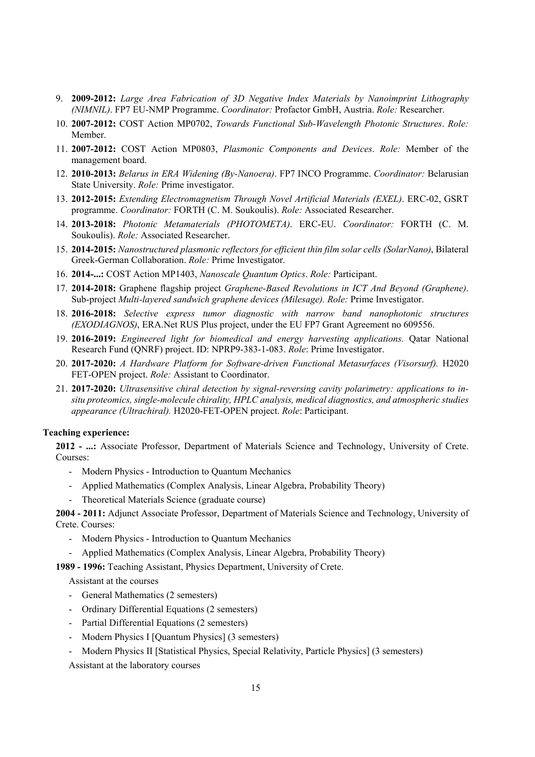9. **2009-2012:** *Large Area Fabrication of 3D Negative Index Materials by Nanoimprint Lithography (NIMNIL)*. FP7 EU-NMP Programme. *Coordinator:* Profactor GmbH, Austria. *Role:* Researcher.
10. **2007-2012:** COST Action MP0702, *Towards Functional Sub-Wavelength Photonic Structures*. *Role:* Member.
11. **2007-2012:** COST Action MP0803, *Plasmonic Components and Devices*. *Role:* Member of the management board.
12. **2010-2013:** *Belarus in ERA Widening (By-Nanoera)*. FP7 INCO Programme. *Coordinator:* Belarusian State University. *Role:* Prime investigator.
13. **2012-2015:** *Extending Electromagnetism Through Novel Artificial Materials (EXEL)*. ERC-02, GSRT programme. *Coordinator:* FORTH (C. M. Soukoulis). *Role:* Associated Researcher.
14. **2013-2018:** *Photonic Metamaterials (PHOTOMETA)*. ERC-EU. *Coordinator:* FORTH (C. M. Soukoulis). *Role:* Associated Researcher.
15. **2014-2015:** *Nanostructured plasmonic reflectors for efficient thin film solar cells (SolarNano)*, Bilateral Greek-German Collaboration. *Role:* Prime Investigator.
16. **2014-...:** COST Action MP1403, *Nanoscale Quantum Optics*. *Role:* Participant.
17. **2014-2018:** Graphene flagship project *Graphene-Based Revolutions in ICT And Beyond (Graphene)*. Sub-project *Multi-layered sandwich graphene devices (Milesage). Role:* Prime Investigator.
18. **2016-2018:** *Selective express tumor diagnostic with narrow band nanophotonic structures (EXODIAGNOS)*, ERA.Net RUS Plus project, under the EU FP7 Grant Agreement no 609556.
19. **2016-2019:** *Engineered light for biomedical and energy harvesting applications.* Qatar National Research Fund (QNRF) project. ID: NPRP9-383-1-083. *Role*: Prime Investigator.
20. **2017-2020:** *A Hardware Platform for Software-driven Functional Metasurfaces (Visorsurf).* H2020 FET-OPEN project. *Role:* Assistant to Coordinator.
21. **2017-2020:** *Ultrasensitive chiral detection by signal-reversing cavity polarimetry: applications to in-situ proteomics, single-molecule chirality, HPLC analysis, medical diagnostics, and atmospheric studies appearance (Ultrachiral).* H2020-FET-OPEN project. *Role*: Participant.

**Teaching experience:**

**2012 - ...:** Associate Professor, Department of Materials Science and Technology, University of Crete. Courses:

- Modern Physics - Introduction to Quantum Mechanics
- Applied Mathematics (Complex Analysis, Linear Algebra, Probability Theory)
- Theoretical Materials Science (graduate course)

**2004 - 2011:** Adjunct Associate Professor, Department of Materials Science and Technology, University of Crete. Courses:

- Modern Physics - Introduction to Quantum Mechanics
- Applied Mathematics (Complex Analysis, Linear Algebra, Probability Theory)

**1989 - 1996:** Teaching Assistant, Physics Department, University of Crete.

Assistant at the courses

- General Mathematics (2 semesters)
- Ordinary Differential Equations (2 semesters)
- Partial Differential Equations (2 semesters)
- Modern Physics I [Quantum Physics] (3 semesters)
- Modern Physics II [Statistical Physics, Special Relativity, Particle Physics] (3 semesters)

Assistant at the laboratory courses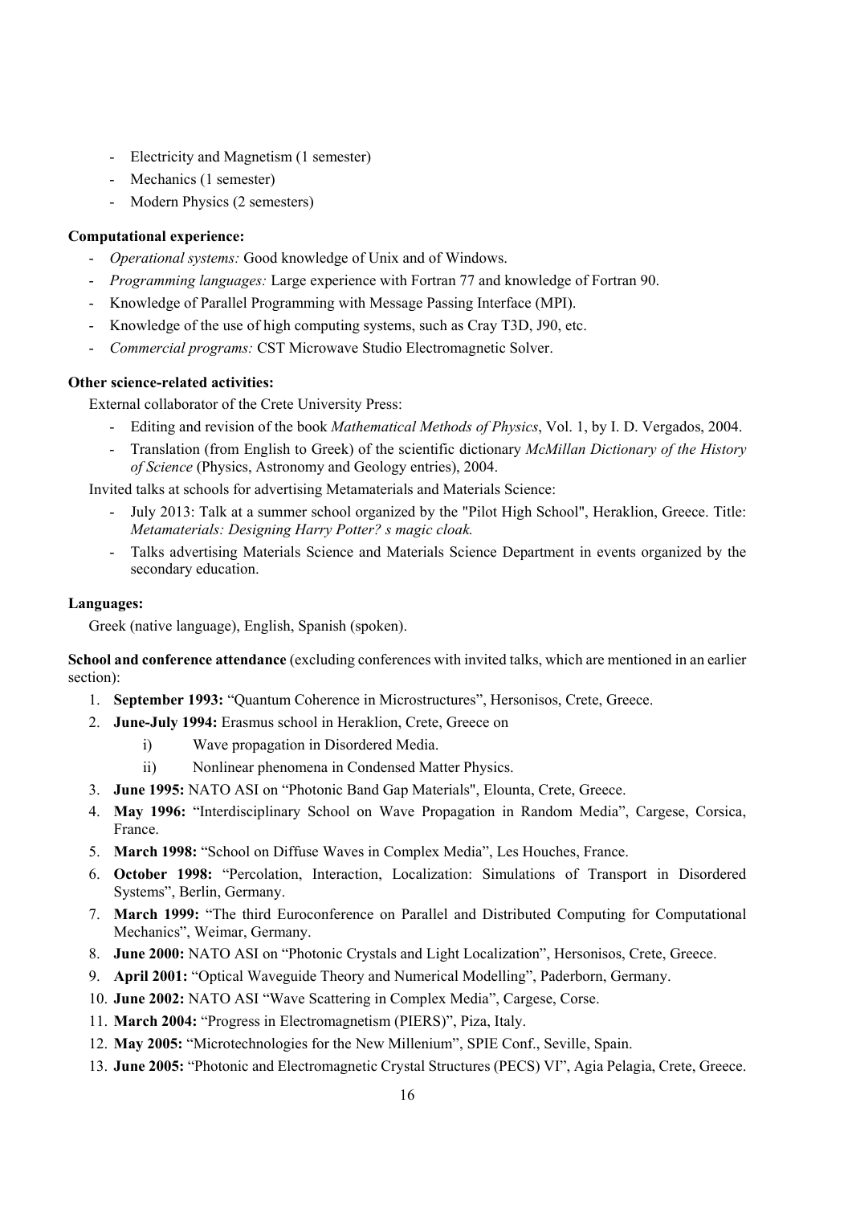- Electricity and Magnetism (1 semester)
- Mechanics (1 semester)
- Modern Physics (2 semesters)

**Computational experience:**

- *Operational systems:* Good knowledge of Unix and of Windows.
- *Programming languages:* Large experience with Fortran 77 and knowledge of Fortran 90.
- Knowledge of Parallel Programming with Message Passing Interface (MPI).
- Knowledge of the use of high computing systems, such as Cray T3D, J90, etc.
- *Commercial programs:* CST Microwave Studio Electromagnetic Solver.

**Other science-related activities:**

External collaborator of the Crete University Press:

- Editing and revision of the book *Mathematical Methods of Physics*, Vol. 1, by I. D. Vergados, 2004.
- Translation (from English to Greek) of the scientific dictionary *McMillan Dictionary of the History of Science* (Physics, Astronomy and Geology entries), 2004.

Invited talks at schools for advertising Metamaterials and Materials Science:

- July 2013: Talk at a summer school organized by the "Pilot High School", Heraklion, Greece. Title: *Metamaterials: Designing Harry Potter? s magic cloak.*
- Talks advertising Materials Science and Materials Science Department in events organized by the secondary education.

**Languages:**

Greek (native language), English, Spanish (spoken).

**School and conference attendance** (excluding conferences with invited talks, which are mentioned in an earlier section):

1. **September 1993:** "Quantum Coherence in Microstructures", Hersonisos, Crete, Greece.
2. **June-July 1994:** Erasmus school in Heraklion, Crete, Greece on
   i) Wave propagation in Disordered Media.
   ii) Nonlinear phenomena in Condensed Matter Physics.
3. **June 1995:** NATO ASI on "Photonic Band Gap Materials", Elounta, Crete, Greece.
4. **May 1996:** "Interdisciplinary School on Wave Propagation in Random Media", Cargese, Corsica, France.
5. **March 1998:** "School on Diffuse Waves in Complex Media", Les Houches, France.
6. **October 1998:** "Percolation, Interaction, Localization: Simulations of Transport in Disordered Systems", Berlin, Germany.
7. **March 1999:** "The third Euroconference on Parallel and Distributed Computing for Computational Mechanics", Weimar, Germany.
8. **June 2000:** NATO ASI on "Photonic Crystals and Light Localization", Hersonisos, Crete, Greece.
9. **April 2001:** "Optical Waveguide Theory and Numerical Modelling", Paderborn, Germany.
10. **June 2002:** NATO ASI "Wave Scattering in Complex Media", Cargese, Corse.
11. **March 2004:** "Progress in Electromagnetism (PIERS)", Piza, Italy.
12. **May 2005:** "Microtechnologies for the New Millenium", SPIE Conf., Seville, Spain.
13. **June 2005:** "Photonic and Electromagnetic Crystal Structures (PECS) VI", Agia Pelagia, Crete, Greece.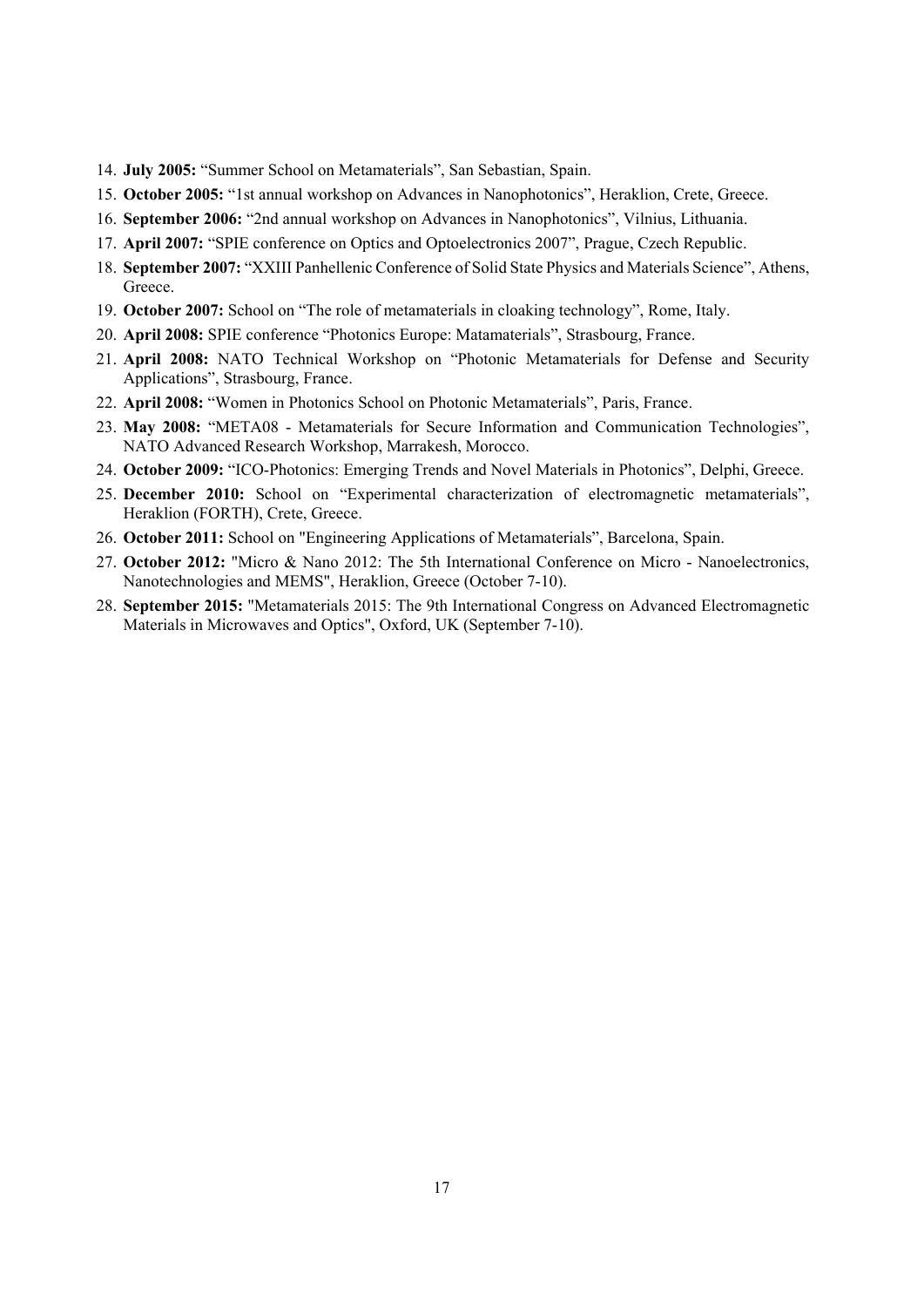14. **July 2005:** “Summer School on Metamaterials”, San Sebastian, Spain.
15. **October 2005:** “1st annual workshop on Advances in Nanophotonics”, Heraklion, Crete, Greece.
16. **September 2006:** “2nd annual workshop on Advances in Nanophotonics”, Vilnius, Lithuania.
17. **April 2007:** “SPIE conference on Optics and Optoelectronics 2007”, Prague, Czech Republic.
18. **September 2007:** “XXIII Panhellenic Conference of Solid State Physics and Materials Science”, Athens, Greece.
19. **October 2007:** School on “The role of metamaterials in cloaking technology”, Rome, Italy.
20. **April 2008:** SPIE conference “Photonics Europe: Matamaterials”, Strasbourg, France.
21. **April 2008:** NATO Technical Workshop on “Photonic Metamaterials for Defense and Security Applications”, Strasbourg, France.
22. **April 2008:** “Women in Photonics School on Photonic Metamaterials”, Paris, France.
23. **May 2008:** “META08 - Metamaterials for Secure Information and Communication Technologies”, NATO Advanced Research Workshop, Marrakesh, Morocco.
24. **October 2009:** “ICO-Photonics: Emerging Trends and Novel Materials in Photonics”, Delphi, Greece.
25. **December 2010:** School on “Experimental characterization of electromagnetic metamaterials”, Heraklion (FORTH), Crete, Greece.
26. **October 2011:** School on "Engineering Applications of Metamaterials”, Barcelona, Spain.
27. **October 2012:** "Micro & Nano 2012: The 5th International Conference on Micro - Nanoelectronics, Nanotechnologies and MEMS", Heraklion, Greece (October 7-10).
28. **September 2015:** "Metamaterials 2015: The 9th International Congress on Advanced Electromagnetic Materials in Microwaves and Optics", Oxford, UK (September 7-10).